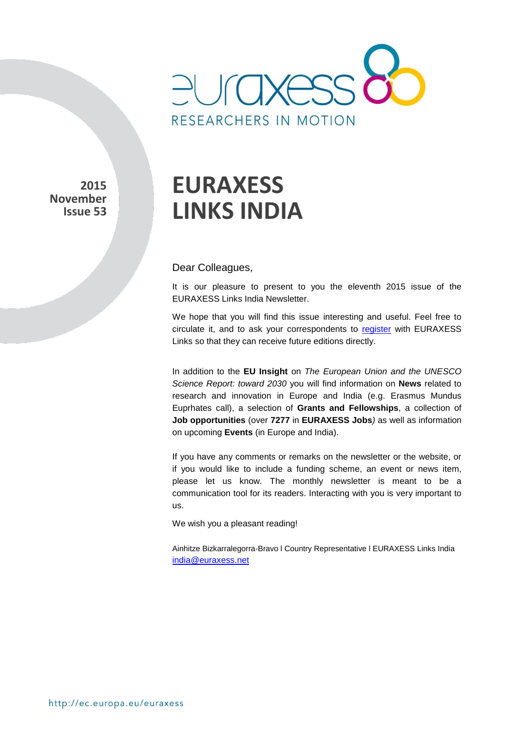RESEARCHERS IN MOTION

**2015**
**November**
**Issue 53**

# EURAXESS LINKS INDIA

Dear Colleagues,

It is our pleasure to present to you the eleventh 2015 issue of the EURAXESS Links India Newsletter.

We hope that you will find this issue interesting and useful. Feel free to circulate it, and to ask your correspondents to register with EURAXESS Links so that they can receive future editions directly.

In addition to the **EU Insight** on *The European Union and the UNESCO Science Report: toward 2030* you will find information on **News** related to research and innovation in Europe and India (e.g. Erasmus Mundus Euphrates call), a selection of **Grants and Fellowships**, a collection of **Job opportunities** (over **7277** in **EURAXESS Jobs**) as well as information on upcoming **Events** (in Europe and India).

If you have any comments or remarks on the newsletter or the website, or if you would like to include a funding scheme, an event or news item, please let us know. The monthly newsletter is meant to be a communication tool for its readers. Interacting with you is very important to us.

We wish you a pleasant reading!

Ainhitze Bizkarralegorra-Bravo l Country Representative l EURAXESS Links India
india@euraxess.net

http://ec.europa.eu/euraxess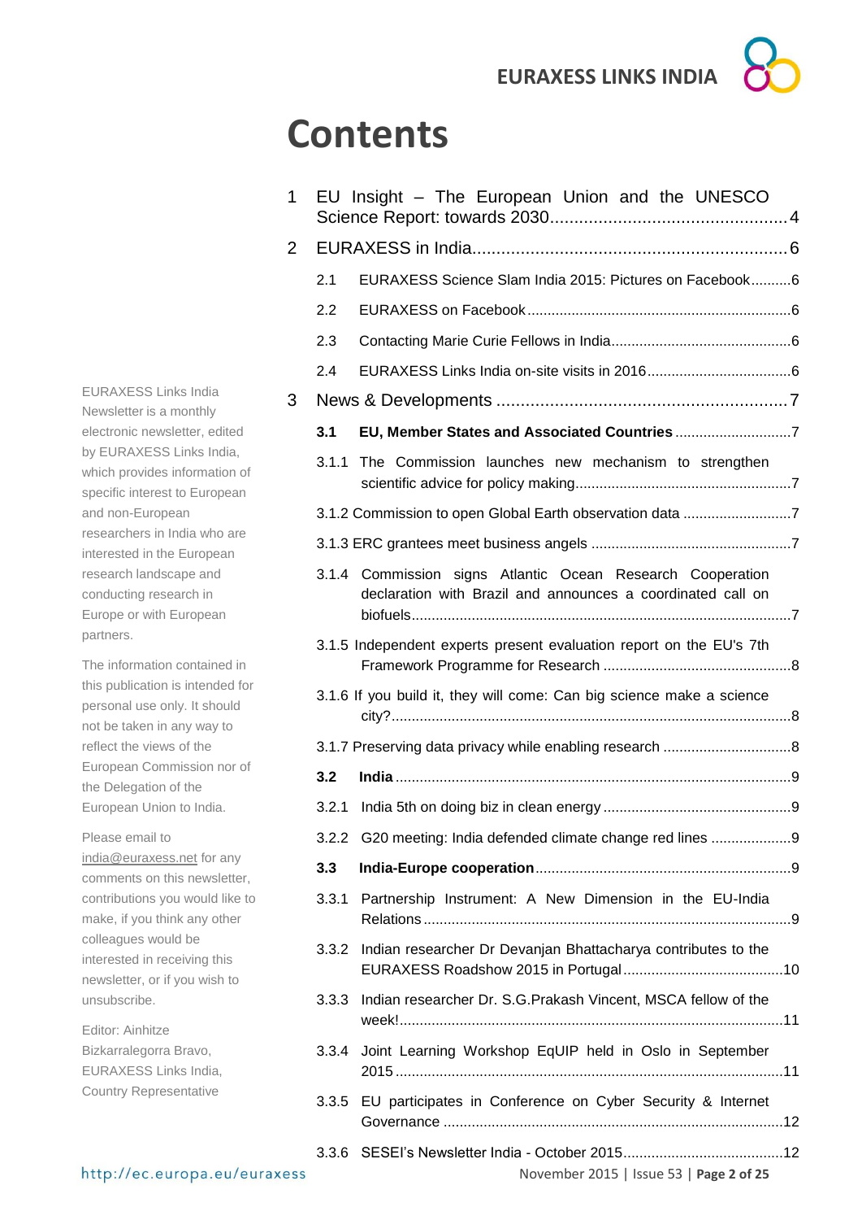# Contents

1 EU Insight – The European Union and the UNESCO Science Report: towards 2030 .... 4

2 EURAXESS in India .... 6

- 2.1 EURAXESS Science Slam India 2015: Pictures on Facebook .... 6
- 2.2 EURAXESS on Facebook .... 6
- 2.3 Contacting Marie Curie Fellows in India .... 6
- 2.4 EURAXESS Links India on-site visits in 2016 .... 6

3 News & Developments .... 7

- **3.1 EU, Member States and Associated Countries** .... 7
  - 3.1.1 The Commission launches new mechanism to strengthen scientific advice for policy making .... 7
  - 3.1.2 Commission to open Global Earth observation data .... 7
  - 3.1.3 ERC grantees meet business angels .... 7
  - 3.1.4 Commission signs Atlantic Ocean Research Cooperation declaration with Brazil and announces a coordinated call on biofuels .... 7
  - 3.1.5 Independent experts present evaluation report on the EU's 7th Framework Programme for Research .... 8
  - 3.1.6 If you build it, they will come: Can big science make a science city? .... 8
  - 3.1.7 Preserving data privacy while enabling research .... 8
- **3.2 India** .... 9
  - 3.2.1 India 5th on doing biz in clean energy .... 9
  - 3.2.2 G20 meeting: India defended climate change red lines .... 9
- **3.3 India-Europe cooperation** .... 9
  - 3.3.1 Partnership Instrument: A New Dimension in the EU-India Relations .... 9
  - 3.3.2 Indian researcher Dr Devanjan Bhattacharya contributes to the EURAXESS Roadshow 2015 in Portugal .... 10
  - 3.3.3 Indian researcher Dr. S.G.Prakash Vincent, MSCA fellow of the week! .... 11
  - 3.3.4 Joint Learning Workshop EqUIP held in Oslo in September 2015 .... 11
  - 3.3.5 EU participates in Conference on Cyber Security & Internet Governance .... 12
  - 3.3.6 SESEI's Newsletter India - October 2015 .... 12

EURAXESS Links India Newsletter is a monthly electronic newsletter, edited by EURAXESS Links India, which provides information of specific interest to European and non-European researchers in India who are interested in the European research landscape and conducting research in Europe or with European partners.

The information contained in this publication is intended for personal use only. It should not be taken in any way to reflect the views of the European Commission nor of the Delegation of the European Union to India.

Please email to india@euraxess.net for any comments on this newsletter, contributions you would like to make, if you think any other colleagues would be interested in receiving this newsletter, or if you wish to unsubscribe.

Editor: Ainhitze Bizkarralegorra Bravo, EURAXESS Links India, Country Representative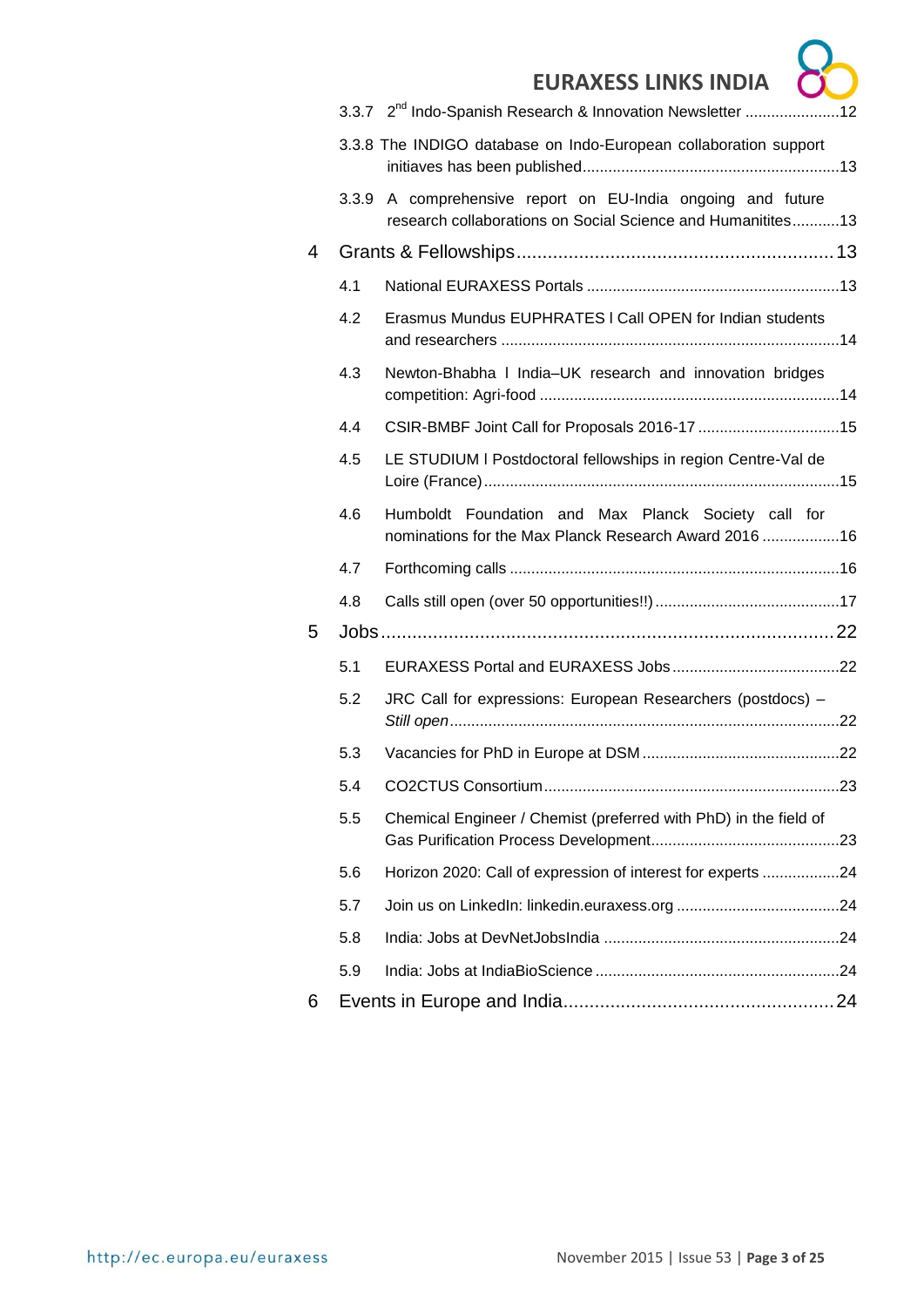3.3.7 2nd Indo-Spanish Research & Innovation Newsletter ......................12

3.3.8 The INDIGO database on Indo-European collaboration support initiaves has been published...........................................................13

3.3.9 A comprehensive report on EU-India ongoing and future research collaborations on Social Science and Humanitites...........13

4 Grants & Fellowships.............................................................13

4.1 National EURAXESS Portals ...........................................................13

4.2 Erasmus Mundus EUPHRATES I Call OPEN for Indian students and researchers ..............................................................................14

4.3 Newton-Bhabha I India–UK research and innovation bridges competition: Agri-food .....................................................................14

4.4 CSIR-BMBF Joint Call for Proposals 2016-17 .................................15

4.5 LE STUDIUM I Postdoctoral fellowships in region Centre-Val de Loire (France)..................................................................................15

4.6 Humboldt Foundation and Max Planck Society call for nominations for the Max Planck Research Award 2016 ..................16

4.7 Forthcoming calls ............................................................................16

4.8 Calls still open (over 50 opportunities!!) ...........................................17

5 Jobs.......................................................................................22

5.1 EURAXESS Portal and EURAXESS Jobs.......................................22

5.2 JRC Call for expressions: European Researchers (postdocs) – *Still open*..........................................................................................22

5.3 Vacancies for PhD in Europe at DSM ..............................................22

5.4 CO2CTUS Consortium....................................................................23

5.5 Chemical Engineer / Chemist (preferred with PhD) in the field of Gas Purification Process Development............................................23

5.6 Horizon 2020: Call of expression of interest for experts ..................24

5.7 Join us on LinkedIn: linkedin.euraxess.org ......................................24

5.8 India: Jobs at DevNetJobsIndia ......................................................24

5.9 India: Jobs at IndiaBioScience .........................................................24

6 Events in Europe and India...................................................24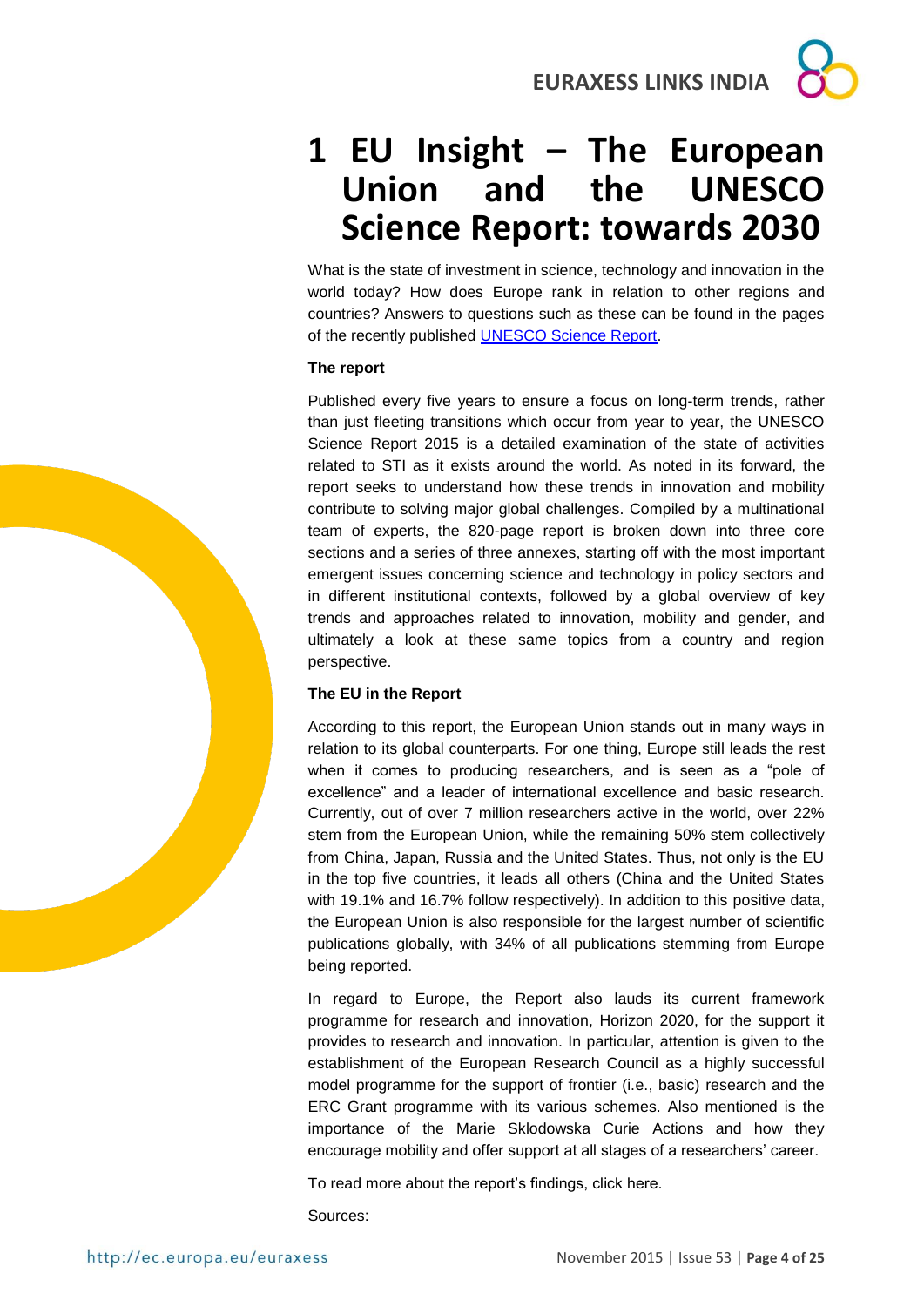# 1 EU Insight – The European Union and the UNESCO Science Report: towards 2030

What is the state of investment in science, technology and innovation in the world today? How does Europe rank in relation to other regions and countries? Answers to questions such as these can be found in the pages of the recently published [UNESCO Science Report](UNESCO Science Report).

**The report**

Published every five years to ensure a focus on long-term trends, rather than just fleeting transitions which occur from year to year, the UNESCO Science Report 2015 is a detailed examination of the state of activities related to STI as it exists around the world. As noted in its forward, the report seeks to understand how these trends in innovation and mobility contribute to solving major global challenges. Compiled by a multinational team of experts, the 820-page report is broken down into three core sections and a series of three annexes, starting off with the most important emergent issues concerning science and technology in policy sectors and in different institutional contexts, followed by a global overview of key trends and approaches related to innovation, mobility and gender, and ultimately a look at these same topics from a country and region perspective.

**The EU in the Report**

According to this report, the European Union stands out in many ways in relation to its global counterparts. For one thing, Europe still leads the rest when it comes to producing researchers, and is seen as a "pole of excellence" and a leader of international excellence and basic research. Currently, out of over 7 million researchers active in the world, over 22% stem from the European Union, while the remaining 50% stem collectively from China, Japan, Russia and the United States. Thus, not only is the EU in the top five countries, it leads all others (China and the United States with 19.1% and 16.7% follow respectively). In addition to this positive data, the European Union is also responsible for the largest number of scientific publications globally, with 34% of all publications stemming from Europe being reported.

In regard to Europe, the Report also lauds its current framework programme for research and innovation, Horizon 2020, for the support it provides to research and innovation. In particular, attention is given to the establishment of the European Research Council as a highly successful model programme for the support of frontier (i.e., basic) research and the ERC Grant programme with its various schemes. Also mentioned is the importance of the Marie Sklodowska Curie Actions and how they encourage mobility and offer support at all stages of a researchers' career.

To read more about the report's findings, click here.

Sources: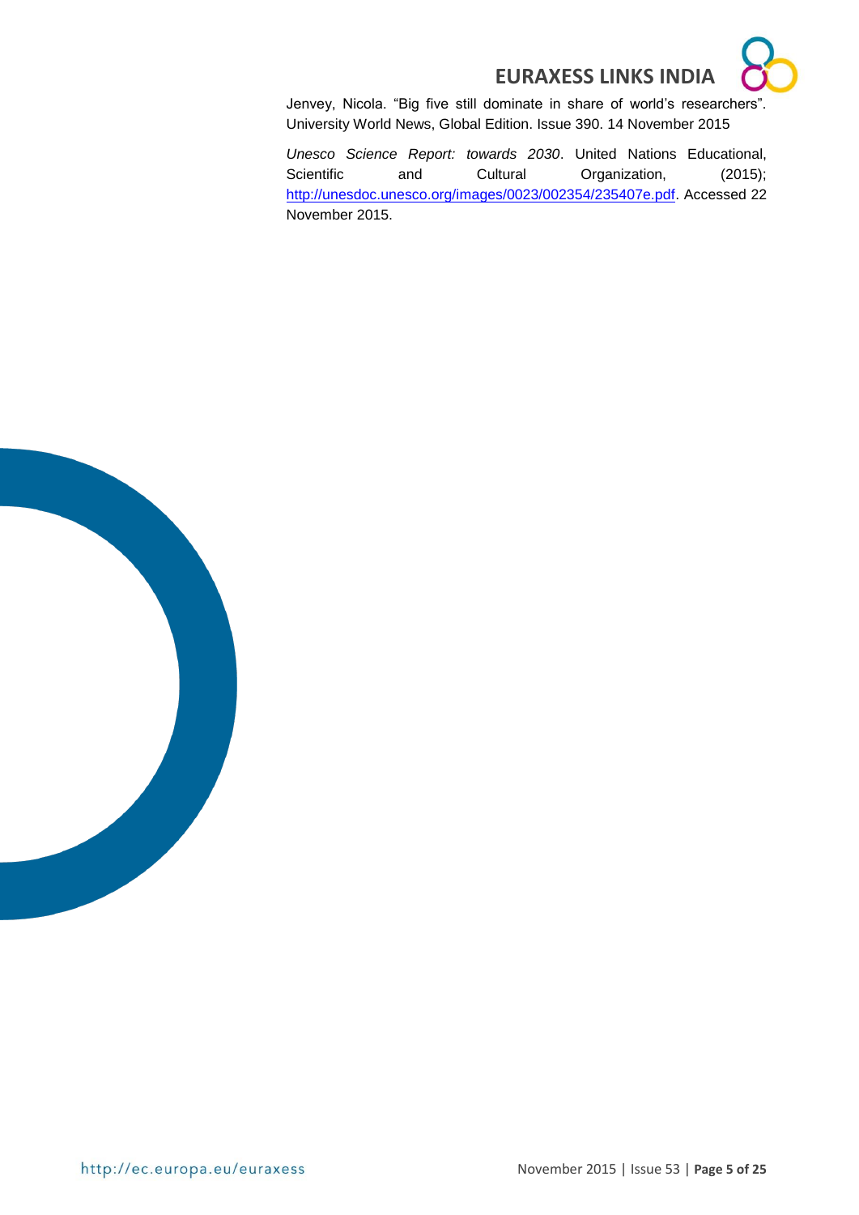Jenvey, Nicola. “Big five still dominate in share of world’s researchers”. University World News, Global Edition. Issue 390. 14 November 2015

*Unesco Science Report: towards 2030*. United Nations Educational, Scientific and Cultural Organization, (2015); http://unesdoc.unesco.org/images/0023/002354/235407e.pdf. Accessed 22 November 2015.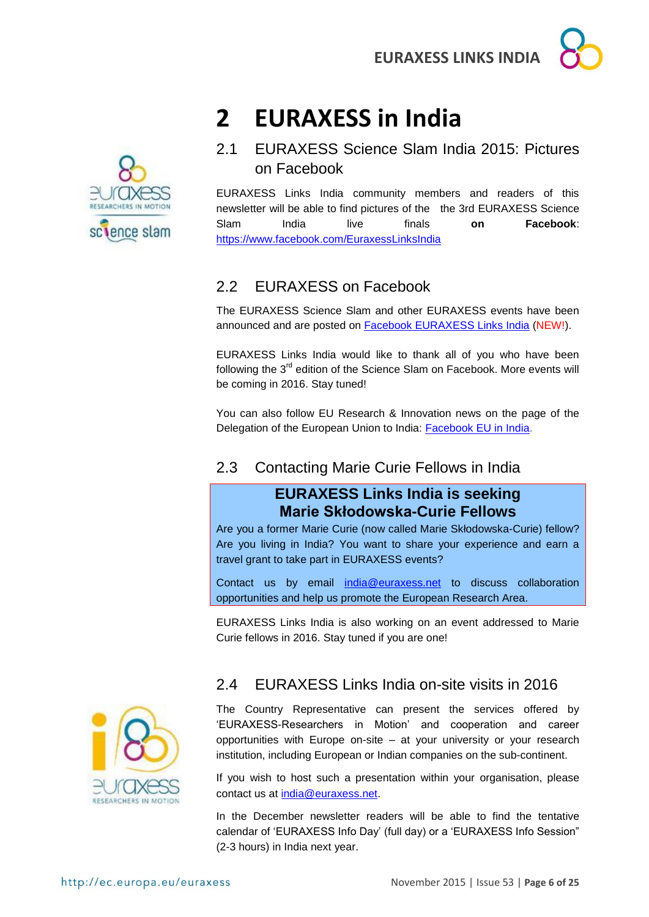# 2 EURAXESS in India

## 2.1 EURAXESS Science Slam India 2015: Pictures on Facebook

EURAXESS Links India community members and readers of this newsletter will be able to find pictures of the the 3rd EURAXESS Science Slam India live finals **on Facebook**: https://www.facebook.com/EuraxessLinksIndia

## 2.2 EURAXESS on Facebook

The EURAXESS Science Slam and other EURAXESS events have been announced and are posted on Facebook EURAXESS Links India (NEW!).

EURAXESS Links India would like to thank all of you who have been following the 3rd edition of the Science Slam on Facebook. More events will be coming in 2016. Stay tuned!

You can also follow EU Research & Innovation news on the page of the Delegation of the European Union to India: Facebook EU in India.

## 2.3 Contacting Marie Curie Fellows in India

**EURAXESS Links India is seeking Marie Skłodowska-Curie Fellows**

Are you a former Marie Curie (now called Marie Skłodowska-Curie) fellow? Are you living in India? You want to share your experience and earn a travel grant to take part in EURAXESS events?

Contact us by email india@euraxess.net to discuss collaboration opportunities and help us promote the European Research Area.

EURAXESS Links India is also working on an event addressed to Marie Curie fellows in 2016. Stay tuned if you are one!

## 2.4 EURAXESS Links India on-site visits in 2016

The Country Representative can present the services offered by 'EURAXESS-Researchers in Motion' and cooperation and career opportunities with Europe on-site – at your university or your research institution, including European or Indian companies on the sub-continent.

If you wish to host such a presentation within your organisation, please contact us at india@euraxess.net.

In the December newsletter readers will be able to find the tentative calendar of 'EURAXESS Info Day' (full day) or a 'EURAXESS Info Session" (2-3 hours) in India next year.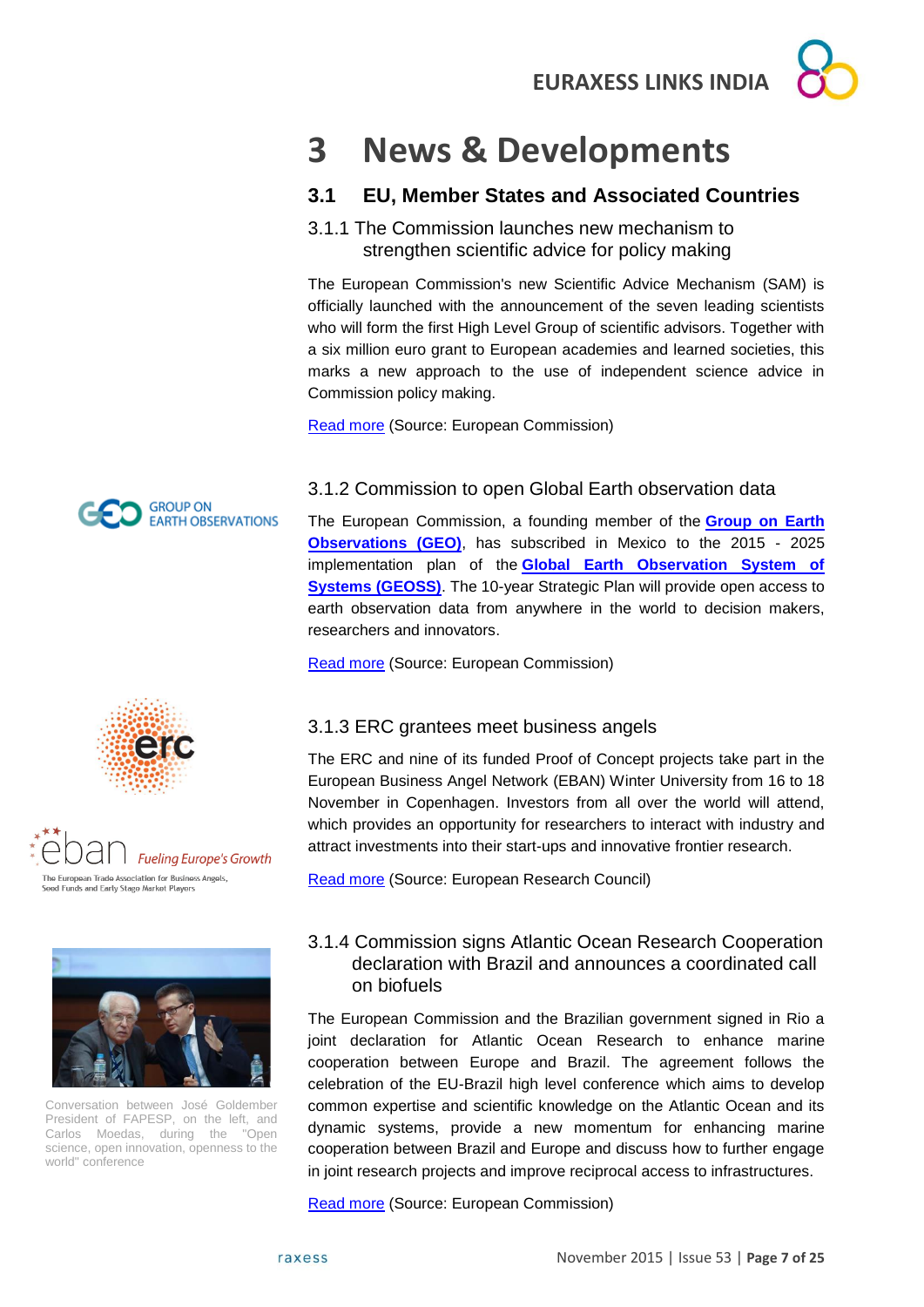# 3 News & Developments

## 3.1 EU, Member States and Associated Countries

### 3.1.1 The Commission launches new mechanism to strengthen scientific advice for policy making

The European Commission's new Scientific Advice Mechanism (SAM) is officially launched with the announcement of the seven leading scientists who will form the first High Level Group of scientific advisors. Together with a six million euro grant to European academies and learned societies, this marks a new approach to the use of independent science advice in Commission policy making.

Read more (Source: European Commission)

### 3.1.2 Commission to open Global Earth observation data

The European Commission, a founding member of the **Group on Earth Observations (GEO)**, has subscribed in Mexico to the 2015 - 2025 implementation plan of the **Global Earth Observation System of Systems (GEOSS)**. The 10-year Strategic Plan will provide open access to earth observation data from anywhere in the world to decision makers, researchers and innovators.

Read more (Source: European Commission)

### 3.1.3 ERC grantees meet business angels

The ERC and nine of its funded Proof of Concept projects take part in the European Business Angel Network (EBAN) Winter University from 16 to 18 November in Copenhagen. Investors from all over the world will attend, which provides an opportunity for researchers to interact with industry and attract investments into their start-ups and innovative frontier research.

Read more (Source: European Research Council)

### 3.1.4 Commission signs Atlantic Ocean Research Cooperation declaration with Brazil and announces a coordinated call on biofuels

Conversation between José Goldember President of FAPESP, on the left, and Carlos Moedas, during the "Open science, open innovation, openness to the world" conference

The European Commission and the Brazilian government signed in Rio a joint declaration for Atlantic Ocean Research to enhance marine cooperation between Europe and Brazil. The agreement follows the celebration of the EU-Brazil high level conference which aims to develop common expertise and scientific knowledge on the Atlantic Ocean and its dynamic systems, provide a new momentum for enhancing marine cooperation between Brazil and Europe and discuss how to further engage in joint research projects and improve reciprocal access to infrastructures.

Read more (Source: European Commission)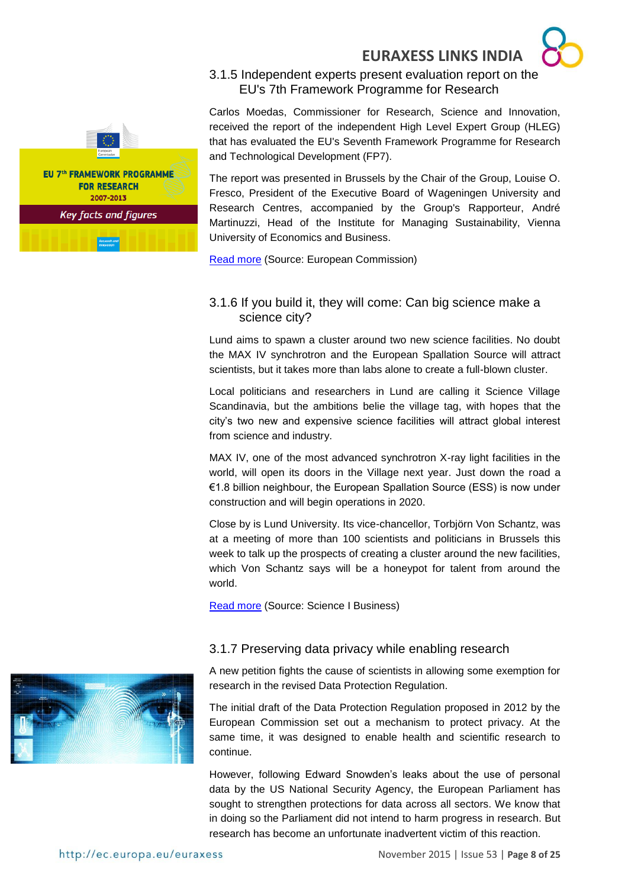### 3.1.5 Independent experts present evaluation report on the EU's 7th Framework Programme for Research

Carlos Moedas, Commissioner for Research, Science and Innovation, received the report of the independent High Level Expert Group (HLEG) that has evaluated the EU's Seventh Framework Programme for Research and Technological Development (FP7).

The report was presented in Brussels by the Chair of the Group, Louise O. Fresco, President of the Executive Board of Wageningen University and Research Centres, accompanied by the Group's Rapporteur, André Martinuzzi, Head of the Institute for Managing Sustainability, Vienna University of Economics and Business.

Read more (Source: European Commission)

### 3.1.6 If you build it, they will come: Can big science make a science city?

Lund aims to spawn a cluster around two new science facilities. No doubt the MAX IV synchrotron and the European Spallation Source will attract scientists, but it takes more than labs alone to create a full-blown cluster.

Local politicians and researchers in Lund are calling it Science Village Scandinavia, but the ambitions belie the village tag, with hopes that the city's two new and expensive science facilities will attract global interest from science and industry.

MAX IV, one of the most advanced synchrotron X-ray light facilities in the world, will open its doors in the Village next year. Just down the road a €1.8 billion neighbour, the European Spallation Source (ESS) is now under construction and will begin operations in 2020.

Close by is Lund University. Its vice-chancellor, Torbjörn Von Schantz, was at a meeting of more than 100 scientists and politicians in Brussels this week to talk up the prospects of creating a cluster around the new facilities, which Von Schantz says will be a honeypot for talent from around the world.

Read more (Source: Science I Business)

### 3.1.7 Preserving data privacy while enabling research

A new petition fights the cause of scientists in allowing some exemption for research in the revised Data Protection Regulation.

The initial draft of the Data Protection Regulation proposed in 2012 by the European Commission set out a mechanism to protect privacy. At the same time, it was designed to enable health and scientific research to continue.

However, following Edward Snowden's leaks about the use of personal data by the US National Security Agency, the European Parliament has sought to strengthen protections for data across all sectors. We know that in doing so the Parliament did not intend to harm progress in research. But research has become an unfortunate inadvertent victim of this reaction.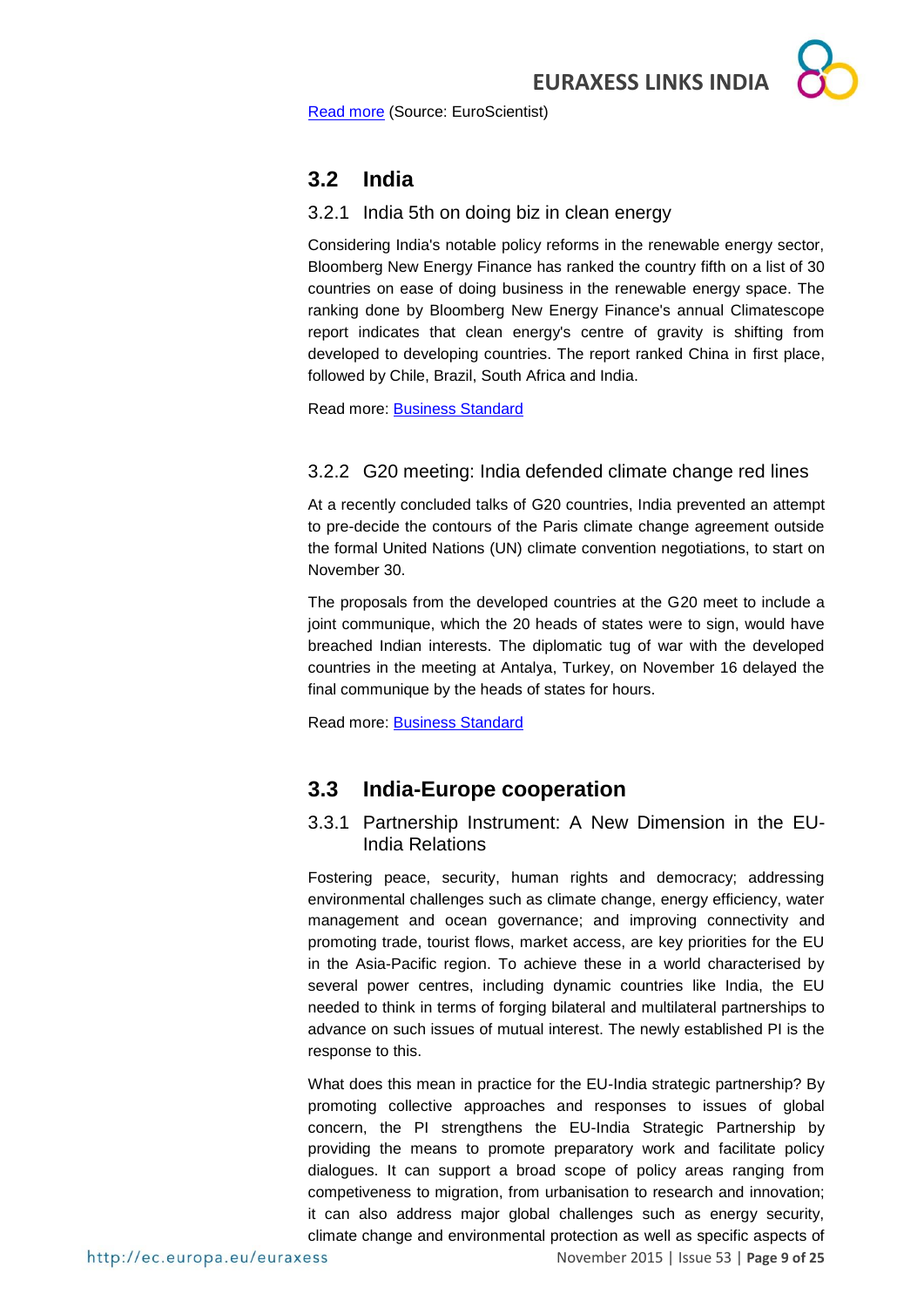Read more (Source: EuroScientist)

## 3.2 India

### 3.2.1 India 5th on doing biz in clean energy

Considering India's notable policy reforms in the renewable energy sector, Bloomberg New Energy Finance has ranked the country fifth on a list of 30 countries on ease of doing business in the renewable energy space. The ranking done by Bloomberg New Energy Finance's annual Climatescope report indicates that clean energy's centre of gravity is shifting from developed to developing countries. The report ranked China in first place, followed by Chile, Brazil, South Africa and India.

Read more: Business Standard

### 3.2.2 G20 meeting: India defended climate change red lines

At a recently concluded talks of G20 countries, India prevented an attempt to pre-decide the contours of the Paris climate change agreement outside the formal United Nations (UN) climate convention negotiations, to start on November 30.

The proposals from the developed countries at the G20 meet to include a joint communique, which the 20 heads of states were to sign, would have breached Indian interests. The diplomatic tug of war with the developed countries in the meeting at Antalya, Turkey, on November 16 delayed the final communique by the heads of states for hours.

Read more: Business Standard

## 3.3 India-Europe cooperation

### 3.3.1 Partnership Instrument: A New Dimension in the EU-India Relations

Fostering peace, security, human rights and democracy; addressing environmental challenges such as climate change, energy efficiency, water management and ocean governance; and improving connectivity and promoting trade, tourist flows, market access, are key priorities for the EU in the Asia-Pacific region. To achieve these in a world characterised by several power centres, including dynamic countries like India, the EU needed to think in terms of forging bilateral and multilateral partnerships to advance on such issues of mutual interest. The newly established PI is the response to this.

What does this mean in practice for the EU-India strategic partnership? By promoting collective approaches and responses to issues of global concern, the PI strengthens the EU-India Strategic Partnership by providing the means to promote preparatory work and facilitate policy dialogues. It can support a broad scope of policy areas ranging from competiveness to migration, from urbanisation to research and innovation; it can also address major global challenges such as energy security, climate change and environmental protection as well as specific aspects of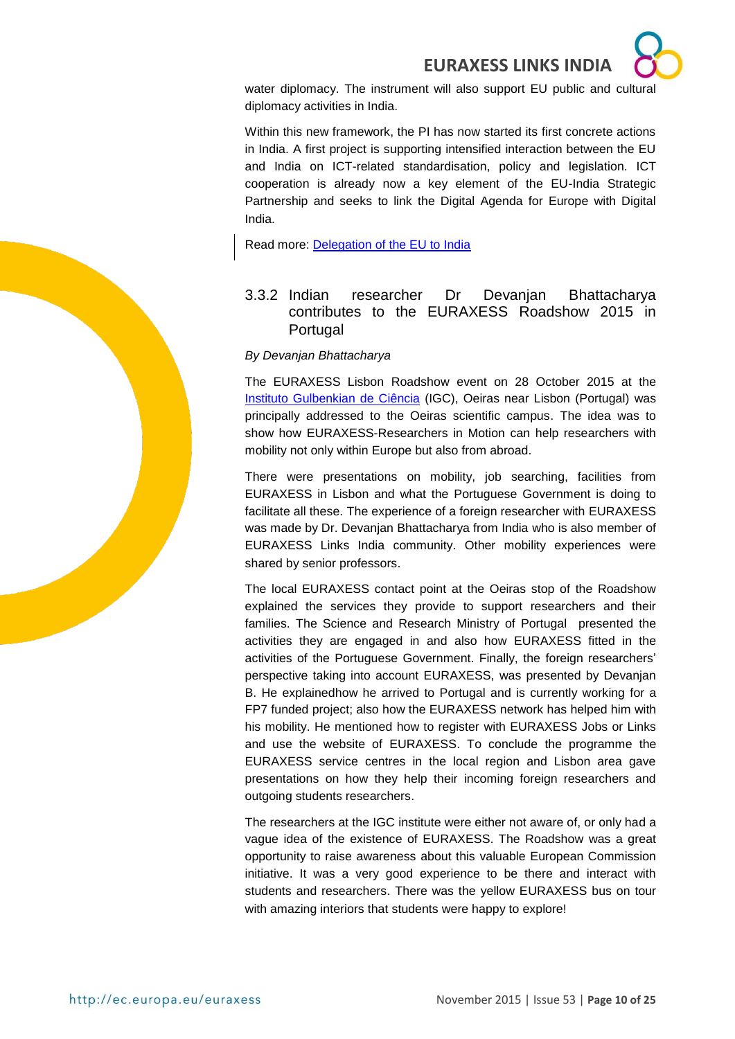water diplomacy. The instrument will also support EU public and cultural diplomacy activities in India.

Within this new framework, the PI has now started its first concrete actions in India. A first project is supporting intensified interaction between the EU and India on ICT-related standardisation, policy and legislation. ICT cooperation is already now a key element of the EU-India Strategic Partnership and seeks to link the Digital Agenda for Europe with Digital India.

Read more: Delegation of the EU to India

### 3.3.2 Indian researcher Dr Devanjan Bhattacharya contributes to the EURAXESS Roadshow 2015 in Portugal

*By Devanjan Bhattacharya*

The EURAXESS Lisbon Roadshow event on 28 October 2015 at the Instituto Gulbenkian de Ciência (IGC), Oeiras near Lisbon (Portugal) was principally addressed to the Oeiras scientific campus. The idea was to show how EURAXESS-Researchers in Motion can help researchers with mobility not only within Europe but also from abroad.

There were presentations on mobility, job searching, facilities from EURAXESS in Lisbon and what the Portuguese Government is doing to facilitate all these. The experience of a foreign researcher with EURAXESS was made by Dr. Devanjan Bhattacharya from India who is also member of EURAXESS Links India community. Other mobility experiences were shared by senior professors.

The local EURAXESS contact point at the Oeiras stop of the Roadshow explained the services they provide to support researchers and their families. The Science and Research Ministry of Portugal presented the activities they are engaged in and also how EURAXESS fitted in the activities of the Portuguese Government. Finally, the foreign researchers' perspective taking into account EURAXESS, was presented by Devanjan B. He explainedhow he arrived to Portugal and is currently working for a FP7 funded project; also how the EURAXESS network has helped him with his mobility. He mentioned how to register with EURAXESS Jobs or Links and use the website of EURAXESS. To conclude the programme the EURAXESS service centres in the local region and Lisbon area gave presentations on how they help their incoming foreign researchers and outgoing students researchers.

The researchers at the IGC institute were either not aware of, or only had a vague idea of the existence of EURAXESS. The Roadshow was a great opportunity to raise awareness about this valuable European Commission initiative. It was a very good experience to be there and interact with students and researchers. There was the yellow EURAXESS bus on tour with amazing interiors that students were happy to explore!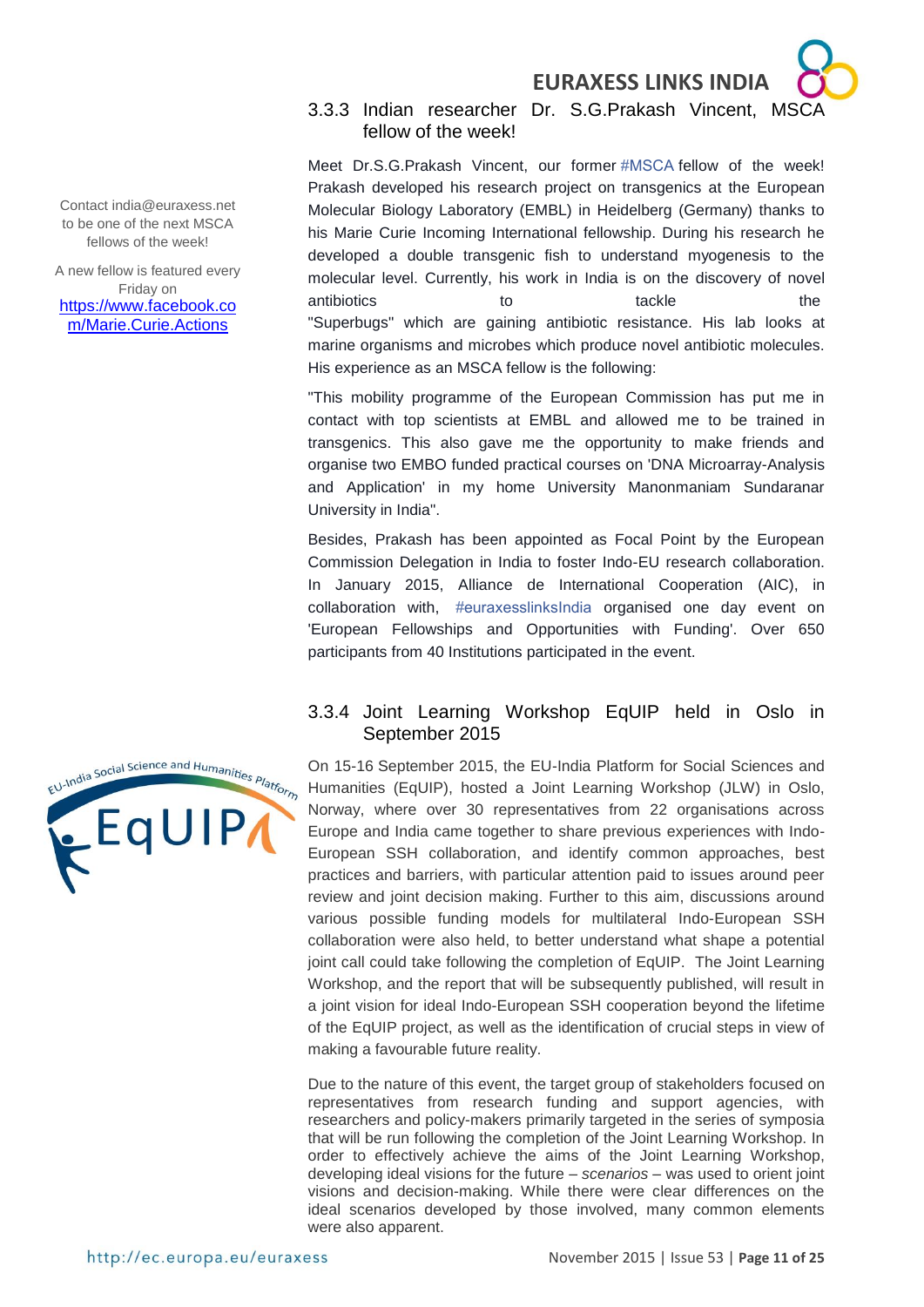### 3.3.3 Indian researcher Dr. S.G.Prakash Vincent, MSCA fellow of the week!

Contact india@euraxess.net to be one of the next MSCA fellows of the week!

A new fellow is featured every Friday on https://www.facebook.com/Marie.Curie.Actions

Meet Dr.S.G.Prakash Vincent, our former #MSCA fellow of the week! Prakash developed his research project on transgenics at the European Molecular Biology Laboratory (EMBL) in Heidelberg (Germany) thanks to his Marie Curie Incoming International fellowship. During his research he developed a double transgenic fish to understand myogenesis to the molecular level. Currently, his work in India is on the discovery of novel antibiotics to tackle the "Superbugs" which are gaining antibiotic resistance. His lab looks at marine organisms and microbes which produce novel antibiotic molecules. His experience as an MSCA fellow is the following:

"This mobility programme of the European Commission has put me in contact with top scientists at EMBL and allowed me to be trained in transgenics. This also gave me the opportunity to make friends and organise two EMBO funded practical courses on 'DNA Microarray-Analysis and Application' in my home University Manonmaniam Sundaranar University in India".

Besides, Prakash has been appointed as Focal Point by the European Commission Delegation in India to foster Indo-EU research collaboration. In January 2015, Alliance de International Cooperation (AIC), in collaboration with, #euraxesslinksIndia organised one day event on 'European Fellowships and Opportunities with Funding'. Over 650 participants from 40 Institutions participated in the event.

### 3.3.4 Joint Learning Workshop EqUIP held in Oslo in September 2015

On 15-16 September 2015, the EU-India Platform for Social Sciences and Humanities (EqUIP), hosted a Joint Learning Workshop (JLW) in Oslo, Norway, where over 30 representatives from 22 organisations across Europe and India came together to share previous experiences with Indo-European SSH collaboration, and identify common approaches, best practices and barriers, with particular attention paid to issues around peer review and joint decision making. Further to this aim, discussions around various possible funding models for multilateral Indo-European SSH collaboration were also held, to better understand what shape a potential joint call could take following the completion of EqUIP. The Joint Learning Workshop, and the report that will be subsequently published, will result in a joint vision for ideal Indo-European SSH cooperation beyond the lifetime of the EqUIP project, as well as the identification of crucial steps in view of making a favourable future reality.

Due to the nature of this event, the target group of stakeholders focused on representatives from research funding and support agencies, with researchers and policy-makers primarily targeted in the series of symposia that will be run following the completion of the Joint Learning Workshop. In order to effectively achieve the aims of the Joint Learning Workshop, developing ideal visions for the future – *scenarios* – was used to orient joint visions and decision-making. While there were clear differences on the ideal scenarios developed by those involved, many common elements were also apparent.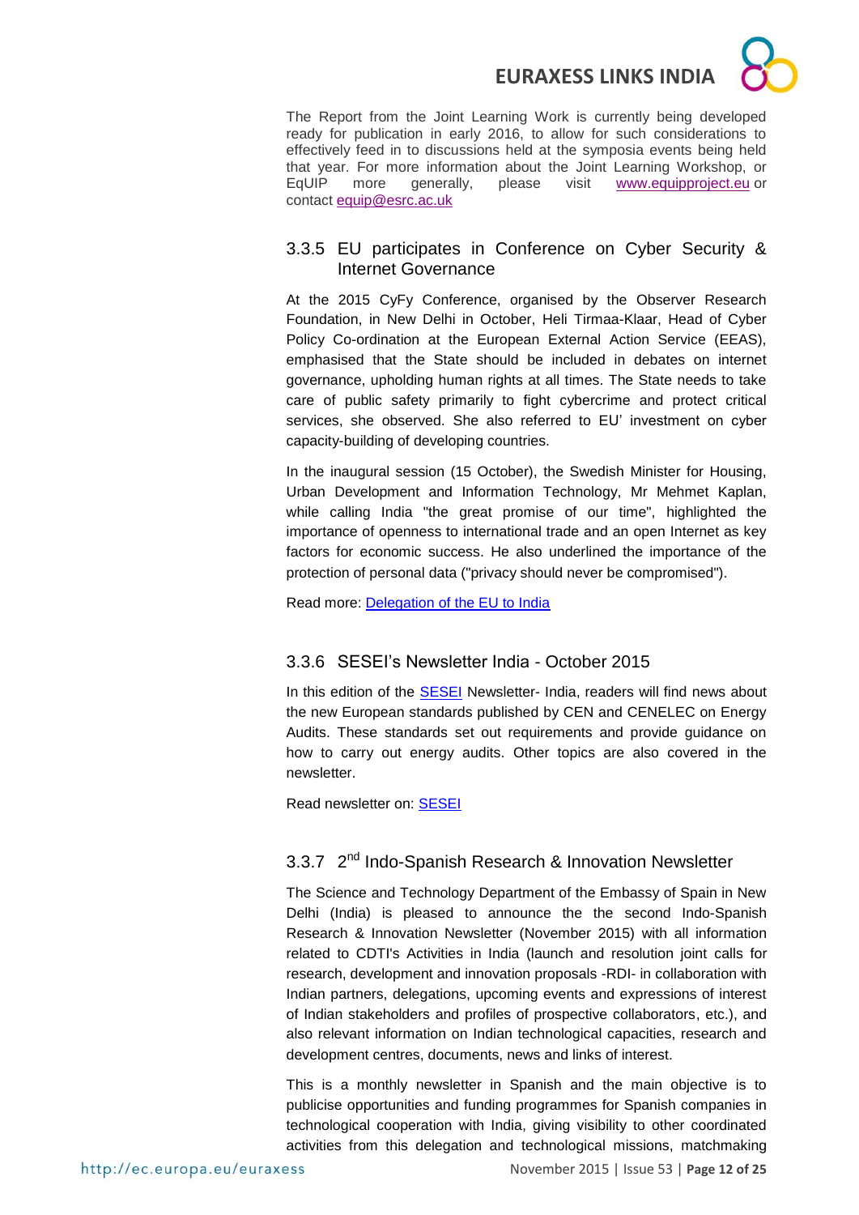The Report from the Joint Learning Work is currently being developed ready for publication in early 2016, to allow for such considerations to effectively feed in to discussions held at the symposia events being held that year. For more information about the Joint Learning Workshop, or EqUIP more generally, please visit www.equipproject.eu or contact equip@esrc.ac.uk

### 3.3.5 EU participates in Conference on Cyber Security & Internet Governance

At the 2015 CyFy Conference, organised by the Observer Research Foundation, in New Delhi in October, Heli Tirmaa-Klaar, Head of Cyber Policy Co-ordination at the European External Action Service (EEAS), emphasised that the State should be included in debates on internet governance, upholding human rights at all times. The State needs to take care of public safety primarily to fight cybercrime and protect critical services, she observed. She also referred to EU' investment on cyber capacity-building of developing countries.

In the inaugural session (15 October), the Swedish Minister for Housing, Urban Development and Information Technology, Mr Mehmet Kaplan, while calling India "the great promise of our time", highlighted the importance of openness to international trade and an open Internet as key factors for economic success. He also underlined the importance of the protection of personal data ("privacy should never be compromised").

Read more: Delegation of the EU to India

### 3.3.6 SESEI's Newsletter India - October 2015

In this edition of the SESEI Newsletter- India, readers will find news about the new European standards published by CEN and CENELEC on Energy Audits. These standards set out requirements and provide guidance on how to carry out energy audits. Other topics are also covered in the newsletter.

Read newsletter on: SESEI

### 3.3.7 2nd Indo-Spanish Research & Innovation Newsletter

The Science and Technology Department of the Embassy of Spain in New Delhi (India) is pleased to announce the the second Indo-Spanish Research & Innovation Newsletter (November 2015) with all information related to CDTI's Activities in India (launch and resolution joint calls for research, development and innovation proposals -RDI- in collaboration with Indian partners, delegations, upcoming events and expressions of interest of Indian stakeholders and profiles of prospective collaborators, etc.), and also relevant information on Indian technological capacities, research and development centres, documents, news and links of interest.

This is a monthly newsletter in Spanish and the main objective is to publicise opportunities and funding programmes for Spanish companies in technological cooperation with India, giving visibility to other coordinated activities from this delegation and technological missions, matchmaking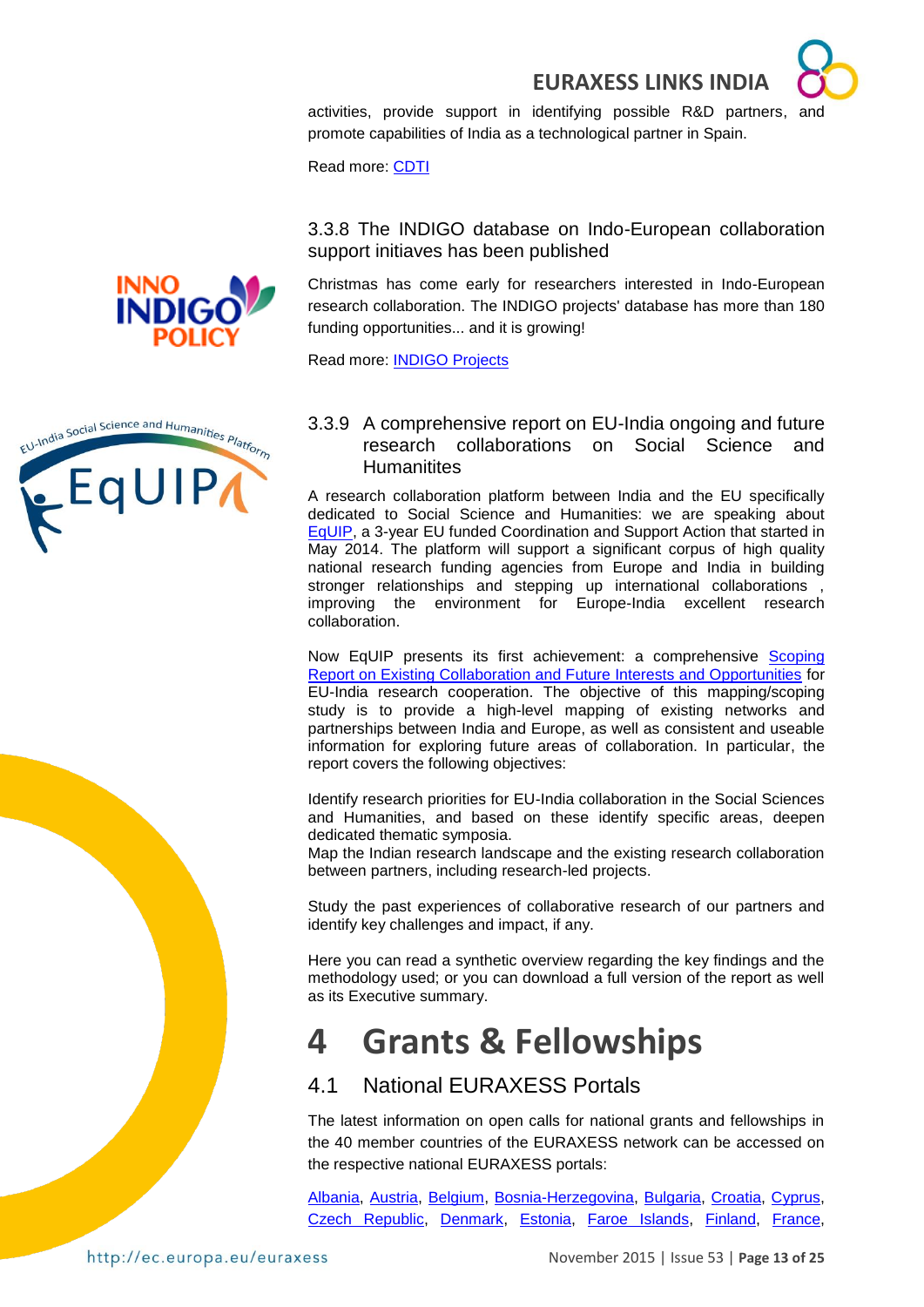activities, provide support in identifying possible R&D partners, and promote capabilities of India as a technological partner in Spain.

Read more: CDTI

### 3.3.8 The INDIGO database on Indo-European collaboration support initiatives has been published

Christmas has come early for researchers interested in Indo-European research collaboration. The INDIGO projects' database has more than 180 funding opportunities... and it is growing!

Read more: INDIGO Projects

### 3.3.9 A comprehensive report on EU-India ongoing and future research collaborations on Social Science and Humanitites

A research collaboration platform between India and the EU specifically dedicated to Social Science and Humanities: we are speaking about EqUIP, a 3-year EU funded Coordination and Support Action that started in May 2014. The platform will support a significant corpus of high quality national research funding agencies from Europe and India in building stronger relationships and stepping up international collaborations , improving the environment for Europe-India excellent research collaboration.

Now EqUIP presents its first achievement: a comprehensive Scoping Report on Existing Collaboration and Future Interests and Opportunities for EU-India research cooperation. The objective of this mapping/scoping study is to provide a high-level mapping of existing networks and partnerships between India and Europe, as well as consistent and useable information for exploring future areas of collaboration. In particular, the report covers the following objectives:

Identify research priorities for EU-India collaboration in the Social Sciences and Humanities, and based on these identify specific areas, deepen dedicated thematic symposia.
Map the Indian research landscape and the existing research collaboration between partners, including research-led projects.

Study the past experiences of collaborative research of our partners and identify key challenges and impact, if any.

Here you can read a synthetic overview regarding the key findings and the methodology used; or you can download a full version of the report as well as its Executive summary.

# 4 Grants & Fellowships

## 4.1 National EURAXESS Portals

The latest information on open calls for national grants and fellowships in the 40 member countries of the EURAXESS network can be accessed on the respective national EURAXESS portals:

Albania, Austria, Belgium, Bosnia-Herzegovina, Bulgaria, Croatia, Cyprus, Czech Republic, Denmark, Estonia, Faroe Islands, Finland, France,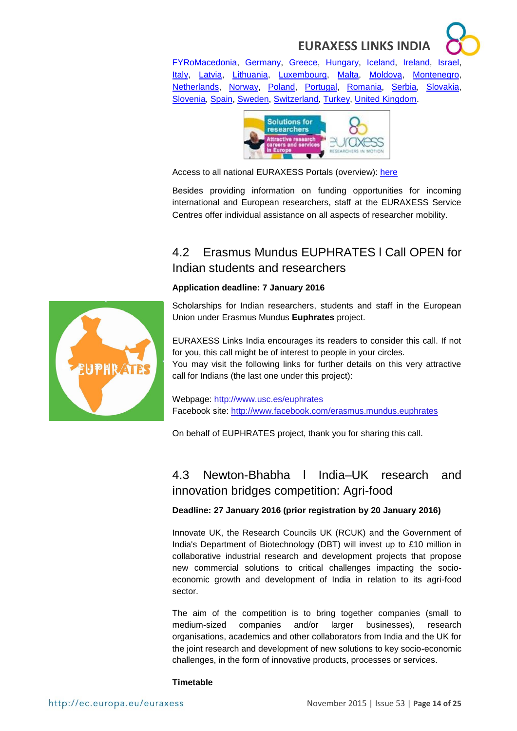FYRoMacedonia, Germany, Greece, Hungary, Iceland, Ireland, Israel, Italy, Latvia, Lithuania, Luxembourg, Malta, Moldova, Montenegro, Netherlands, Norway, Poland, Portugal, Romania, Serbia, Slovakia, Slovenia, Spain, Sweden, Switzerland, Turkey, United Kingdom.

Access to all national EURAXESS Portals (overview): here

Besides providing information on funding opportunities for incoming international and European researchers, staff at the EURAXESS Service Centres offer individual assistance on all aspects of researcher mobility.

## 4.2 Erasmus Mundus EUPHRATES l Call OPEN for Indian students and researchers

**Application deadline: 7 January 2016**

Scholarships for Indian researchers, students and staff in the European Union under Erasmus Mundus **Euphrates** project.

EURAXESS Links India encourages its readers to consider this call. If not for you, this call might be of interest to people in your circles.
You may visit the following links for further details on this very attractive call for Indians (the last one under this project):

Webpage: http://www.usc.es/euphrates
Facebook site: http://www.facebook.com/erasmus.mundus.euphrates

On behalf of EUPHRATES project, thank you for sharing this call.

## 4.3 Newton-Bhabha l India–UK research and innovation bridges competition: Agri-food

**Deadline: 27 January 2016 (prior registration by 20 January 2016)**

Innovate UK, the Research Councils UK (RCUK) and the Government of India's Department of Biotechnology (DBT) will invest up to £10 million in collaborative industrial research and development projects that propose new commercial solutions to critical challenges impacting the socio-economic growth and development of India in relation to its agri-food sector.

The aim of the competition is to bring together companies (small to medium-sized companies and/or larger businesses), research organisations, academics and other collaborators from India and the UK for the joint research and development of new solutions to key socio-economic challenges, in the form of innovative products, processes or services.

**Timetable**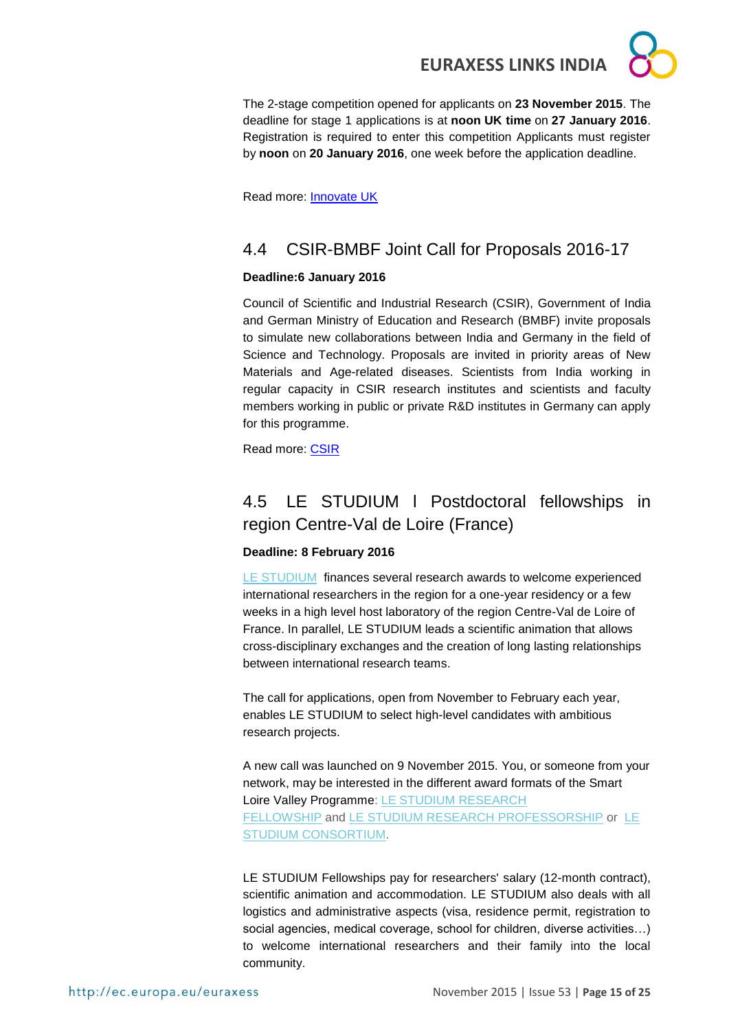The 2-stage competition opened for applicants on **23 November 2015**. The deadline for stage 1 applications is at **noon UK time** on **27 January 2016**. Registration is required to enter this competition Applicants must register by **noon** on **20 January 2016**, one week before the application deadline.

Read more: Innovate UK

## 4.4 CSIR-BMBF Joint Call for Proposals 2016-17

**Deadline:6 January 2016**

Council of Scientific and Industrial Research (CSIR), Government of India and German Ministry of Education and Research (BMBF) invite proposals to simulate new collaborations between India and Germany in the field of Science and Technology. Proposals are invited in priority areas of New Materials and Age-related diseases. Scientists from India working in regular capacity in CSIR research institutes and scientists and faculty members working in public or private R&D institutes in Germany can apply for this programme.

Read more: CSIR

## 4.5 LE STUDIUM I Postdoctoral fellowships in region Centre-Val de Loire (France)

**Deadline: 8 February 2016**

LE STUDIUM finances several research awards to welcome experienced international researchers in the region for a one-year residency or a few weeks in a high level host laboratory of the region Centre-Val de Loire of France. In parallel, LE STUDIUM leads a scientific animation that allows cross-disciplinary exchanges and the creation of long lasting relationships between international research teams.

The call for applications, open from November to February each year, enables LE STUDIUM to select high-level candidates with ambitious research projects.

A new call was launched on 9 November 2015. You, or someone from your network, may be interested in the different award formats of the Smart Loire Valley Programme: LE STUDIUM RESEARCH FELLOWSHIP and LE STUDIUM RESEARCH PROFESSORSHIP or LE STUDIUM CONSORTIUM.

LE STUDIUM Fellowships pay for researchers' salary (12-month contract), scientific animation and accommodation. LE STUDIUM also deals with all logistics and administrative aspects (visa, residence permit, registration to social agencies, medical coverage, school for children, diverse activities…) to welcome international researchers and their family into the local community.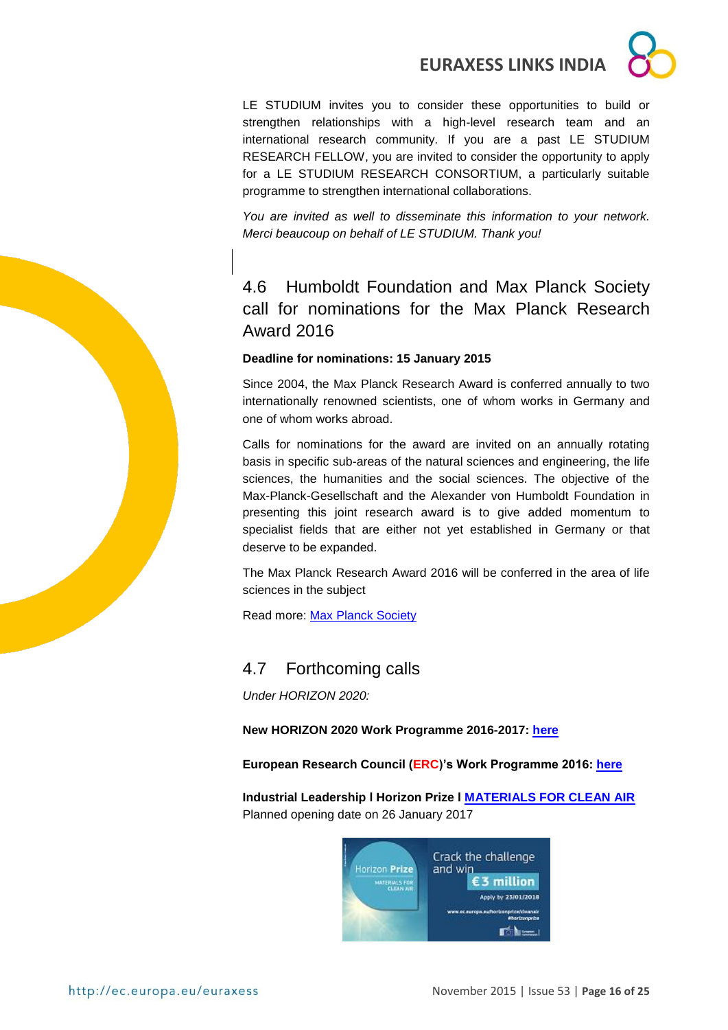LE STUDIUM invites you to consider these opportunities to build or strengthen relationships with a high-level research team and an international research community. If you are a past LE STUDIUM RESEARCH FELLOW, you are invited to consider the opportunity to apply for a LE STUDIUM RESEARCH CONSORTIUM, a particularly suitable programme to strengthen international collaborations.

*You are invited as well to disseminate this information to your network. Merci beaucoup on behalf of LE STUDIUM. Thank you!*

## 4.6 Humboldt Foundation and Max Planck Society call for nominations for the Max Planck Research Award 2016

**Deadline for nominations: 15 January 2015**

Since 2004, the Max Planck Research Award is conferred annually to two internationally renowned scientists, one of whom works in Germany and one of whom works abroad.

Calls for nominations for the award are invited on an annually rotating basis in specific sub-areas of the natural sciences and engineering, the life sciences, the humanities and the social sciences. The objective of the Max-Planck-Gesellschaft and the Alexander von Humboldt Foundation in presenting this joint research award is to give added momentum to specialist fields that are either not yet established in Germany or that deserve to be expanded.

The Max Planck Research Award 2016 will be conferred in the area of life sciences in the subject

Read more: Max Planck Society

## 4.7 Forthcoming calls

*Under HORIZON 2020:*

**New HORIZON 2020 Work Programme 2016-2017: here**

**European Research Council (ERC)'s Work Programme 2016: here**

**Industrial Leadership I Horizon Prize I MATERIALS FOR CLEAN AIR**
Planned opening date on 26 January 2017

Horizon Prize MATERIALS FOR CLEAN AIR

Crack the challenge and win €3 million

Apply by 23/01/2018

www.ec.europa.eu/horizonprize/cleanair #horizonprize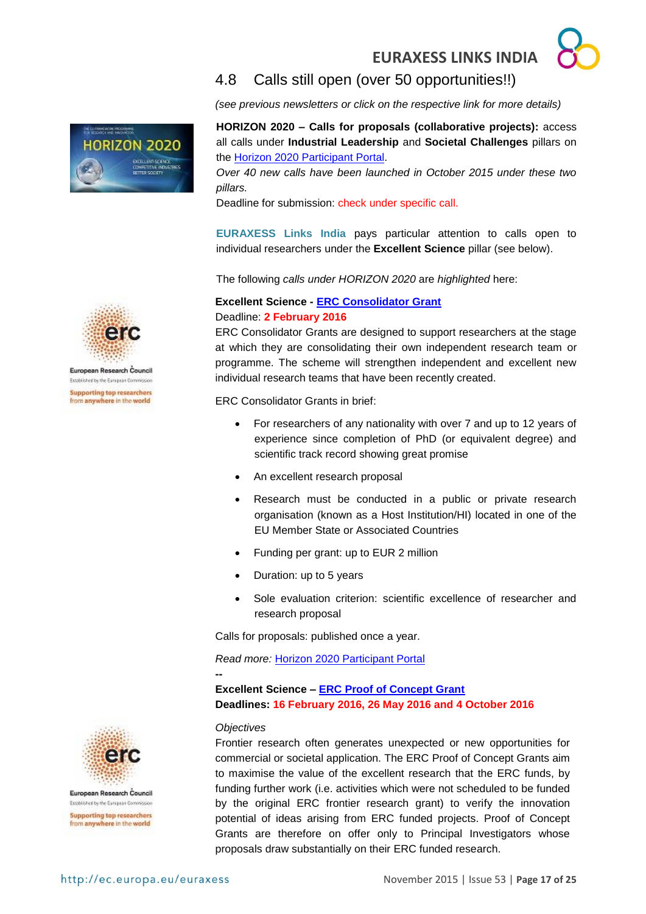## 4.8 Calls still open (over 50 opportunities!!)

*(see previous newsletters or click on the respective link for more details)*

**HORIZON 2020 – Calls for proposals (collaborative projects):** access all calls under **Industrial Leadership** and **Societal Challenges** pillars on the Horizon 2020 Participant Portal.

*Over 40 new calls have been launched in October 2015 under these two pillars.*

Deadline for submission: check under specific call.

**EURAXESS Links India** pays particular attention to calls open to individual researchers under the **Excellent Science** pillar (see below).

The following *calls under HORIZON 2020* are *highlighted* here:

**Excellent Science - ERC Consolidator Grant**

Deadline: **2 February 2016**

ERC Consolidator Grants are designed to support researchers at the stage at which they are consolidating their own independent research team or programme. The scheme will strengthen independent and excellent new individual research teams that have been recently created.

ERC Consolidator Grants in brief:

- For researchers of any nationality with over 7 and up to 12 years of experience since completion of PhD (or equivalent degree) and scientific track record showing great promise
- An excellent research proposal
- Research must be conducted in a public or private research organisation (known as a Host Institution/HI) located in one of the EU Member State or Associated Countries
- Funding per grant: up to EUR 2 million
- Duration: up to 5 years
- Sole evaluation criterion: scientific excellence of researcher and research proposal

Calls for proposals: published once a year.

*Read more:* Horizon 2020 Participant Portal

**--**

**Excellent Science – ERC Proof of Concept Grant**

**Deadlines: 16 February 2016, 26 May 2016 and 4 October 2016**

*Objectives*

Frontier research often generates unexpected or new opportunities for commercial or societal application. The ERC Proof of Concept Grants aim to maximise the value of the excellent research that the ERC funds, by funding further work (i.e. activities which were not scheduled to be funded by the original ERC frontier research grant) to verify the innovation potential of ideas arising from ERC funded projects. Proof of Concept Grants are therefore on offer only to Principal Investigators whose proposals draw substantially on their ERC funded research.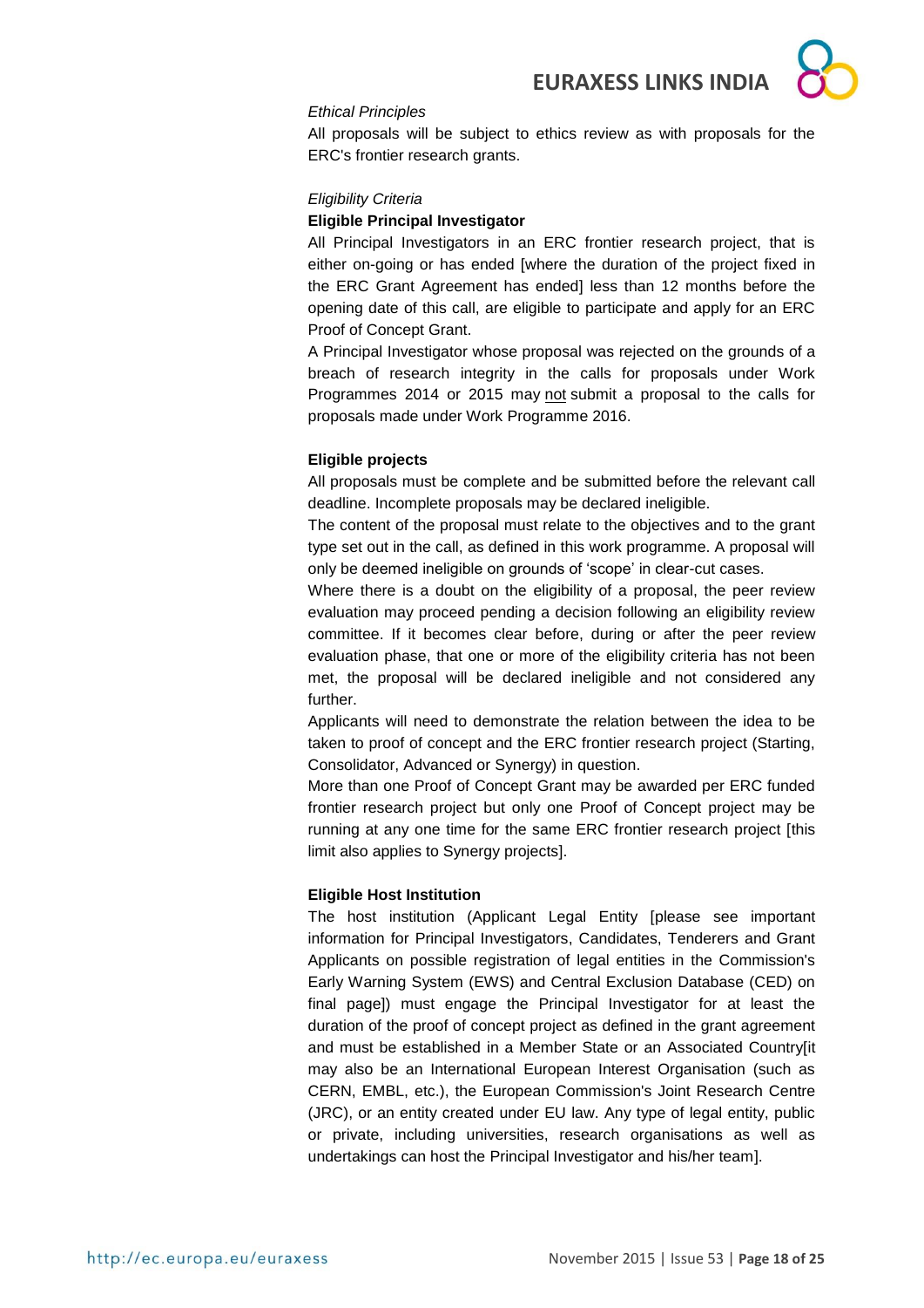*Ethical Principles*

All proposals will be subject to ethics review as with proposals for the ERC's frontier research grants.

*Eligibility Criteria*

**Eligible Principal Investigator**

All Principal Investigators in an ERC frontier research project, that is either on-going or has ended [where the duration of the project fixed in the ERC Grant Agreement has ended] less than 12 months before the opening date of this call, are eligible to participate and apply for an ERC Proof of Concept Grant.

A Principal Investigator whose proposal was rejected on the grounds of a breach of research integrity in the calls for proposals under Work Programmes 2014 or 2015 may not submit a proposal to the calls for proposals made under Work Programme 2016.

**Eligible projects**

All proposals must be complete and be submitted before the relevant call deadline. Incomplete proposals may be declared ineligible.

The content of the proposal must relate to the objectives and to the grant type set out in the call, as defined in this work programme. A proposal will only be deemed ineligible on grounds of 'scope' in clear-cut cases.

Where there is a doubt on the eligibility of a proposal, the peer review evaluation may proceed pending a decision following an eligibility review committee. If it becomes clear before, during or after the peer review evaluation phase, that one or more of the eligibility criteria has not been met, the proposal will be declared ineligible and not considered any further.

Applicants will need to demonstrate the relation between the idea to be taken to proof of concept and the ERC frontier research project (Starting, Consolidator, Advanced or Synergy) in question.

More than one Proof of Concept Grant may be awarded per ERC funded frontier research project but only one Proof of Concept project may be running at any one time for the same ERC frontier research project [this limit also applies to Synergy projects].

**Eligible Host Institution**

The host institution (Applicant Legal Entity [please see important information for Principal Investigators, Candidates, Tenderers and Grant Applicants on possible registration of legal entities in the Commission's Early Warning System (EWS) and Central Exclusion Database (CED) on final page]) must engage the Principal Investigator for at least the duration of the proof of concept project as defined in the grant agreement and must be established in a Member State or an Associated Country[it may also be an International European Interest Organisation (such as CERN, EMBL, etc.), the European Commission's Joint Research Centre (JRC), or an entity created under EU law. Any type of legal entity, public or private, including universities, research organisations as well as undertakings can host the Principal Investigator and his/her team].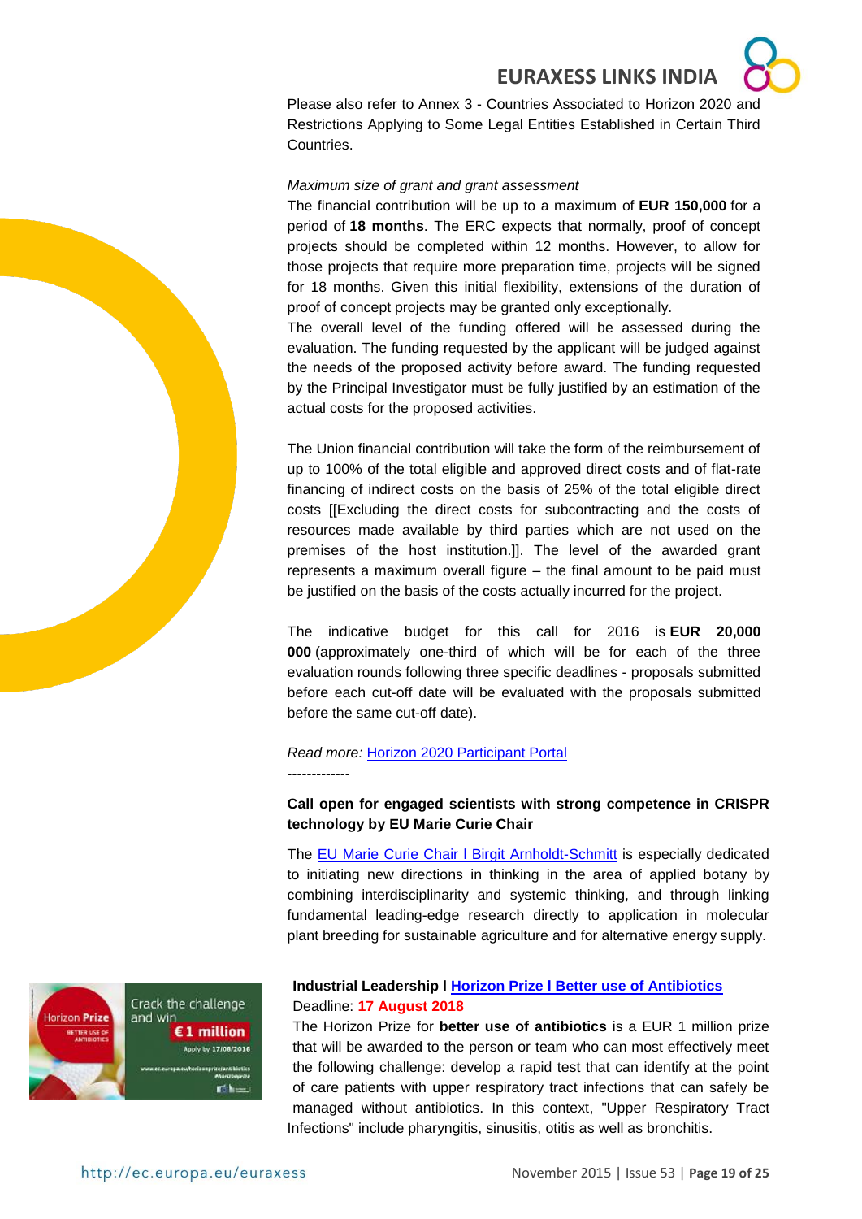Please also refer to Annex 3 - Countries Associated to Horizon 2020 and Restrictions Applying to Some Legal Entities Established in Certain Third Countries.

*Maximum size of grant and grant assessment*

The financial contribution will be up to a maximum of **EUR 150,000** for a period of **18 months**. The ERC expects that normally, proof of concept projects should be completed within 12 months. However, to allow for those projects that require more preparation time, projects will be signed for 18 months. Given this initial flexibility, extensions of the duration of proof of concept projects may be granted only exceptionally.

The overall level of the funding offered will be assessed during the evaluation. The funding requested by the applicant will be judged against the needs of the proposed activity before award. The funding requested by the Principal Investigator must be fully justified by an estimation of the actual costs for the proposed activities.

The Union financial contribution will take the form of the reimbursement of up to 100% of the total eligible and approved direct costs and of flat-rate financing of indirect costs on the basis of 25% of the total eligible direct costs [[Excluding the direct costs for subcontracting and the costs of resources made available by third parties which are not used on the premises of the host institution.]]. The level of the awarded grant represents a maximum overall figure – the final amount to be paid must be justified on the basis of the costs actually incurred for the project.

The indicative budget for this call for 2016 is **EUR 20,000 000** (approximately one-third of which will be for each of the three evaluation rounds following three specific deadlines - proposals submitted before each cut-off date will be evaluated with the proposals submitted before the same cut-off date).

*Read more:* Horizon 2020 Participant Portal

-------------

**Call open for engaged scientists with strong competence in CRISPR technology by EU Marie Curie Chair**

The EU Marie Curie Chair I Birgit Arnholdt-Schmitt is especially dedicated to initiating new directions in thinking in the area of applied botany by combining interdisciplinarity and systemic thinking, and through linking fundamental leading-edge research directly to application in molecular plant breeding for sustainable agriculture and for alternative energy supply.

**Industrial Leadership I Horizon Prize I Better use of Antibiotics**

Deadline: **17 August 2018**

The Horizon Prize for **better use of antibiotics** is a EUR 1 million prize that will be awarded to the person or team who can most effectively meet the following challenge: develop a rapid test that can identify at the point of care patients with upper respiratory tract infections that can safely be managed without antibiotics. In this context, "Upper Respiratory Tract Infections" include pharyngitis, sinusitis, otitis as well as bronchitis.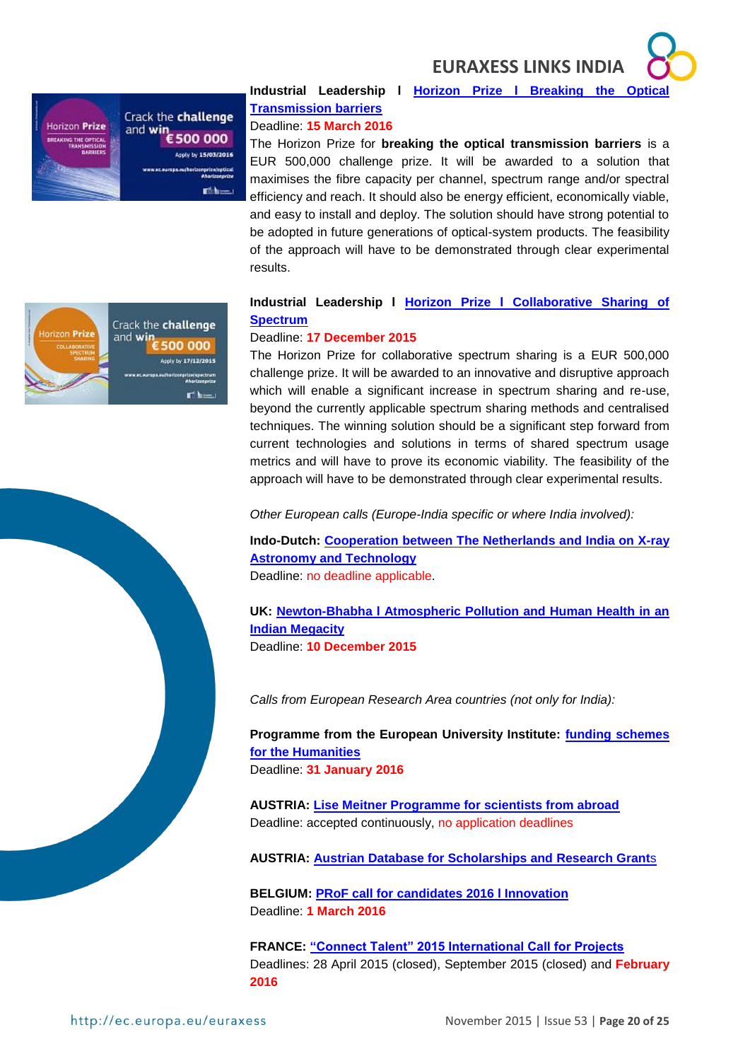**Industrial Leadership I Horizon Prize I Breaking the Optical Transmission barriers**

Deadline: **15 March 2016**

The Horizon Prize for **breaking the optical transmission barriers** is a EUR 500,000 challenge prize. It will be awarded to a solution that maximises the fibre capacity per channel, spectrum range and/or spectral efficiency and reach. It should also be energy efficient, economically viable, and easy to install and deploy. The solution should have strong potential to be adopted in future generations of optical-system products. The feasibility of the approach will have to be demonstrated through clear experimental results.

**Industrial Leadership I Horizon Prize I Collaborative Sharing of Spectrum**

Deadline: **17 December 2015**

The Horizon Prize for collaborative spectrum sharing is a EUR 500,000 challenge prize. It will be awarded to an innovative and disruptive approach which will enable a significant increase in spectrum sharing and re-use, beyond the currently applicable spectrum sharing methods and centralised techniques. The winning solution should be a significant step forward from current technologies and solutions in terms of shared spectrum usage metrics and will have to prove its economic viability. The feasibility of the approach will have to be demonstrated through clear experimental results.

*Other European calls (Europe-India specific or where India involved):*

**Indo-Dutch: Cooperation between The Netherlands and India on X-ray Astronomy and Technology**

Deadline: no deadline applicable.

**UK: Newton-Bhabha I Atmospheric Pollution and Human Health in an Indian Megacity**

Deadline: **10 December 2015**

*Calls from European Research Area countries (not only for India):*

**Programme from the European University Institute: funding schemes for the Humanities**

Deadline: **31 January 2016**

**AUSTRIA: Lise Meitner Programme for scientists from abroad**

Deadline: accepted continuously, no application deadlines

**AUSTRIA: Austrian Database for Scholarships and Research Grants**

**BELGIUM: PRoF call for candidates 2016 I Innovation**

Deadline: **1 March 2016**

**FRANCE: "Connect Talent" 2015 International Call for Projects**

Deadlines: 28 April 2015 (closed), September 2015 (closed) and **February 2016**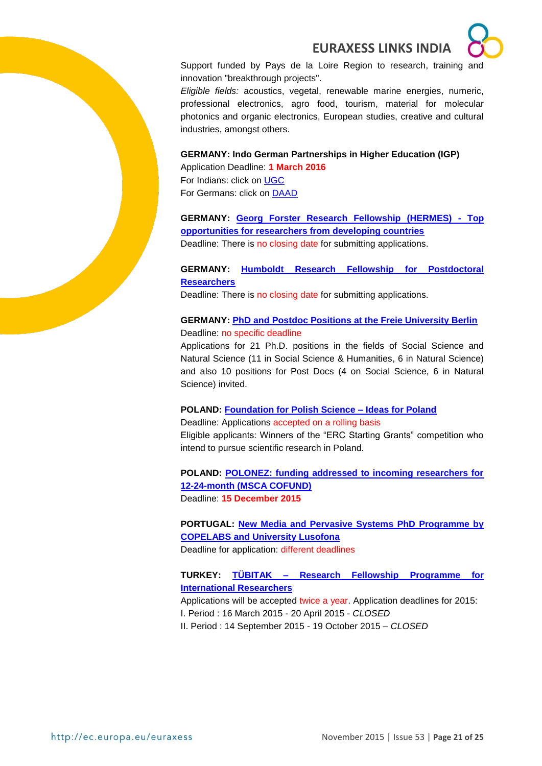Support funded by Pays de la Loire Region to research, training and innovation "breakthrough projects".

*Eligible fields:* acoustics, vegetal, renewable marine energies, numeric, professional electronics, agro food, tourism, material for molecular photonics and organic electronics, European studies, creative and cultural industries, amongst others.

**GERMANY: Indo German Partnerships in Higher Education (IGP)**

Application Deadline: **1 March 2016**

For Indians: click on UGC

For Germans: click on DAAD

**GERMANY: Georg Forster Research Fellowship (HERMES) - Top opportunities for researchers from developing countries**

Deadline: There is no closing date for submitting applications.

**GERMANY: Humboldt Research Fellowship for Postdoctoral Researchers**

Deadline: There is no closing date for submitting applications.

**GERMANY: PhD and Postdoc Positions at the Freie University Berlin**

Deadline: no specific deadline

Applications for 21 Ph.D. positions in the fields of Social Science and Natural Science (11 in Social Science & Humanities, 6 in Natural Science) and also 10 positions for Post Docs (4 on Social Science, 6 in Natural Science) invited.

**POLAND: Foundation for Polish Science – Ideas for Poland**

Deadline: Applications accepted on a rolling basis

Eligible applicants: Winners of the "ERC Starting Grants" competition who intend to pursue scientific research in Poland.

**POLAND: POLONEZ: funding addressed to incoming researchers for 12-24-month (MSCA COFUND)**

Deadline: **15 December 2015**

**PORTUGAL: New Media and Pervasive Systems PhD Programme by COPELABS and University Lusofona**

Deadline for application: different deadlines

**TURKEY: TÜBITAK – Research Fellowship Programme for International Researchers**

Applications will be accepted twice a year. Application deadlines for 2015:

I. Period : 16 March 2015 - 20 April 2015 - *CLOSED*

II. Period : 14 September 2015 - 19 October 2015 – *CLOSED*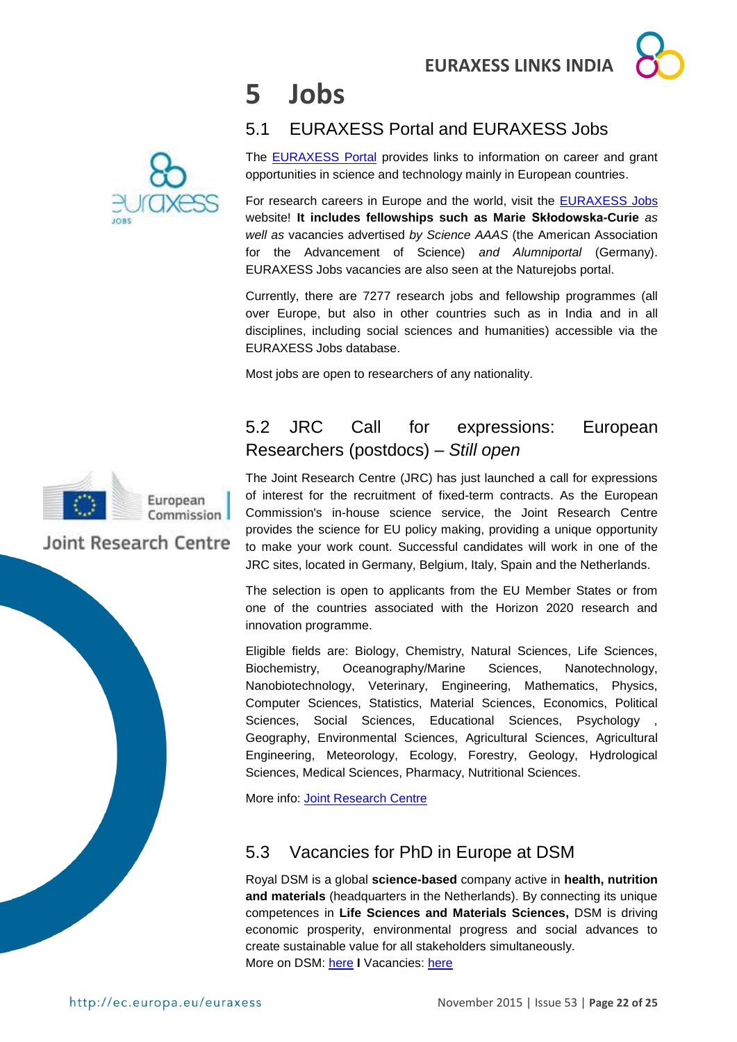# 5 Jobs

## 5.1 EURAXESS Portal and EURAXESS Jobs

The EURAXESS Portal provides links to information on career and grant opportunities in science and technology mainly in European countries.

For research careers in Europe and the world, visit the EURAXESS Jobs website! **It includes fellowships such as Marie Skłodowska-Curie** *as well as* vacancies advertised *by Science AAAS* (the American Association for the Advancement of Science) *and Alumniportal* (Germany). EURAXESS Jobs vacancies are also seen at the Naturejobs portal.

Currently, there are 7277 research jobs and fellowship programmes (all over Europe, but also in other countries such as in India and in all disciplines, including social sciences and humanities) accessible via the EURAXESS Jobs database.

Most jobs are open to researchers of any nationality.

## 5.2 JRC Call for expressions: European Researchers (postdocs) – *Still open*

The Joint Research Centre (JRC) has just launched a call for expressions of interest for the recruitment of fixed-term contracts. As the European Commission's in-house science service, the Joint Research Centre provides the science for EU policy making, providing a unique opportunity to make your work count. Successful candidates will work in one of the JRC sites, located in Germany, Belgium, Italy, Spain and the Netherlands.

The selection is open to applicants from the EU Member States or from one of the countries associated with the Horizon 2020 research and innovation programme.

Eligible fields are: Biology, Chemistry, Natural Sciences, Life Sciences, Biochemistry, Oceanography/Marine Sciences, Nanotechnology, Nanobiotechnology, Veterinary, Engineering, Mathematics, Physics, Computer Sciences, Statistics, Material Sciences, Economics, Political Sciences, Social Sciences, Educational Sciences, Psychology , Geography, Environmental Sciences, Agricultural Sciences, Agricultural Engineering, Meteorology, Ecology, Forestry, Geology, Hydrological Sciences, Medical Sciences, Pharmacy, Nutritional Sciences.

More info: Joint Research Centre

## 5.3 Vacancies for PhD in Europe at DSM

Royal DSM is a global **science-based** company active in **health, nutrition and materials** (headquarters in the Netherlands). By connecting its unique competences in **Life Sciences and Materials Sciences,** DSM is driving economic prosperity, environmental progress and social advances to create sustainable value for all stakeholders simultaneously.
More on DSM: here **I** Vacancies: here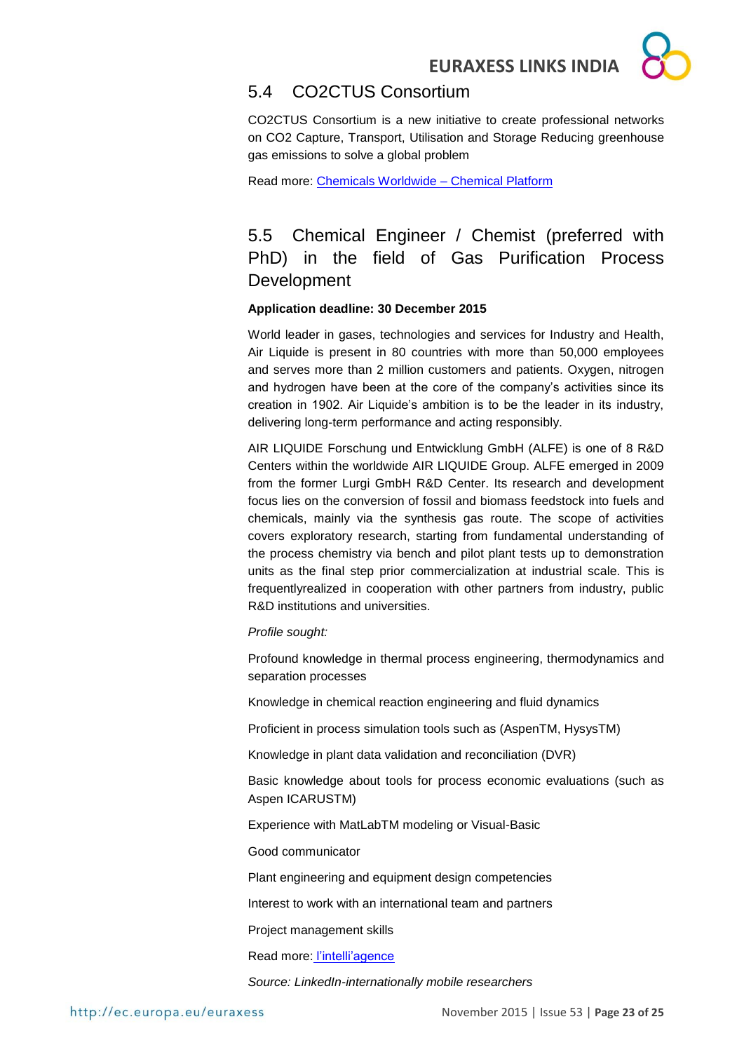## 5.4 CO2CTUS Consortium

CO2CTUS Consortium is a new initiative to create professional networks on CO2 Capture, Transport, Utilisation and Storage Reducing greenhouse gas emissions to solve a global problem

Read more: [Chemicals Worldwide – Chemical Platform]()

## 5.5 Chemical Engineer / Chemist (preferred with PhD) in the field of Gas Purification Process Development

**Application deadline: 30 December 2015**

World leader in gases, technologies and services for Industry and Health, Air Liquide is present in 80 countries with more than 50,000 employees and serves more than 2 million customers and patients. Oxygen, nitrogen and hydrogen have been at the core of the company's activities since its creation in 1902. Air Liquide's ambition is to be the leader in its industry, delivering long-term performance and acting responsibly.

AIR LIQUIDE Forschung und Entwicklung GmbH (ALFE) is one of 8 R&D Centers within the worldwide AIR LIQUIDE Group. ALFE emerged in 2009 from the former Lurgi GmbH R&D Center. Its research and development focus lies on the conversion of fossil and biomass feedstock into fuels and chemicals, mainly via the synthesis gas route. The scope of activities covers exploratory research, starting from fundamental understanding of the process chemistry via bench and pilot plant tests up to demonstration units as the final step prior commercialization at industrial scale. This is frequentlyrealized in cooperation with other partners from industry, public R&D institutions and universities.

*Profile sought:*

Profound knowledge in thermal process engineering, thermodynamics and separation processes

Knowledge in chemical reaction engineering and fluid dynamics

Proficient in process simulation tools such as (AspenTM, HysysTM)

Knowledge in plant data validation and reconciliation (DVR)

Basic knowledge about tools for process economic evaluations (such as Aspen ICARUSTM)

Experience with MatLabTM modeling or Visual-Basic

Good communicator

Plant engineering and equipment design competencies

Interest to work with an international team and partners

Project management skills

Read more: [l'intelli'agence]()

*Source: LinkedIn-internationally mobile researchers*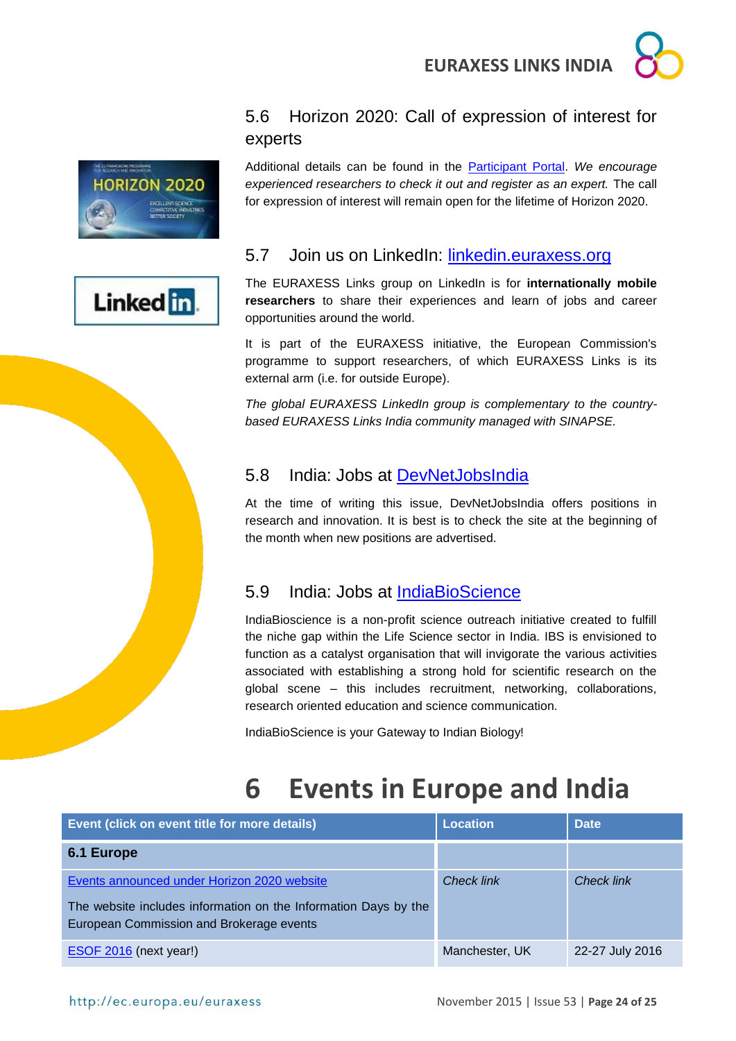## 5.6 Horizon 2020: Call of expression of interest for experts

Additional details can be found in the Participant Portal. *We encourage experienced researchers to check it out and register as an expert.* The call for expression of interest will remain open for the lifetime of Horizon 2020.

## 5.7 Join us on LinkedIn: linkedin.euraxess.org

The EURAXESS Links group on LinkedIn is for **internationally mobile researchers** to share their experiences and learn of jobs and career opportunities around the world.

It is part of the EURAXESS initiative, the European Commission's programme to support researchers, of which EURAXESS Links is its external arm (i.e. for outside Europe).

*The global EURAXESS LinkedIn group is complementary to the country-based EURAXESS Links India community managed with SINAPSE.*

## 5.8 India: Jobs at DevNetJobsIndia

At the time of writing this issue, DevNetJobsIndia offers positions in research and innovation. It is best to check the site at the beginning of the month when new positions are advertised.

## 5.9 India: Jobs at IndiaBioScience

IndiaBioscience is a non-profit science outreach initiative created to fulfill the niche gap within the Life Science sector in India. IBS is envisioned to function as a catalyst organisation that will invigorate the various activities associated with establishing a strong hold for scientific research on the global scene – this includes recruitment, networking, collaborations, research oriented education and science communication.

IndiaBioScience is your Gateway to Indian Biology!

# 6 Events in Europe and India

| Event (click on event title for more details) | Location | Date |
|---|---|---|
| **6.1 Europe** | | |
| Events announced under Horizon 2020 website<br><br>The website includes information on the Information Days by the European Commission and Brokerage events | *Check link* | *Check link* |
| ESOF 2016 (next year!) | Manchester, UK | 22-27 July 2016 |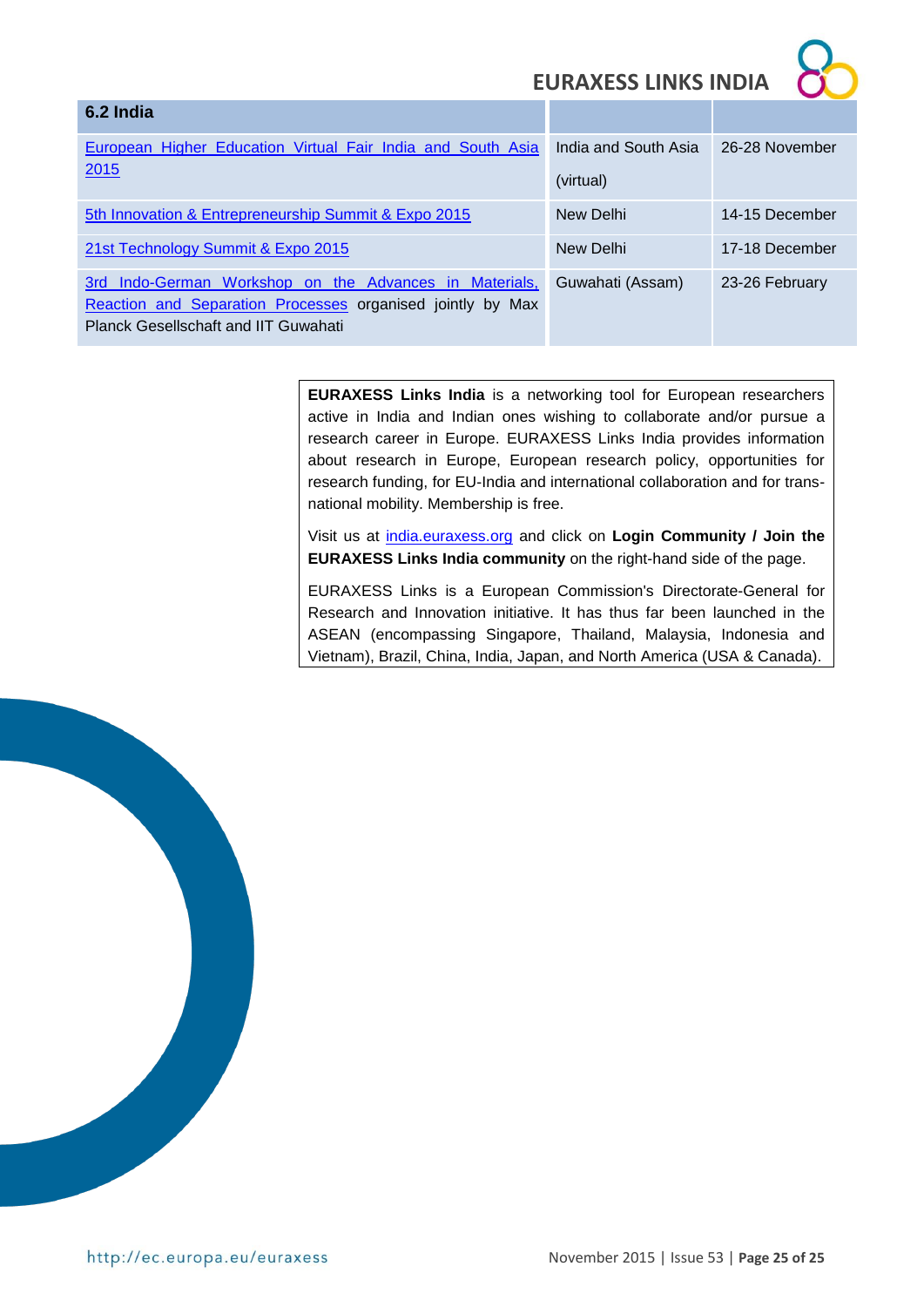| 6.2 India | | |
|---|---|---|
| European Higher Education Virtual Fair India and South Asia 2015 | India and South Asia (virtual) | 26-28 November |
| 5th Innovation & Entrepreneurship Summit & Expo 2015 | New Delhi | 14-15 December |
| 21st Technology Summit & Expo 2015 | New Delhi | 17-18 December |
| 3rd Indo-German Workshop on the Advances in Materials, Reaction and Separation Processes organised jointly by Max Planck Gesellschaft and IIT Guwahati | Guwahati (Assam) | 23-26 February |

**EURAXESS Links India** is a networking tool for European researchers active in India and Indian ones wishing to collaborate and/or pursue a research career in Europe. EURAXESS Links India provides information about research in Europe, European research policy, opportunities for research funding, for EU-India and international collaboration and for trans-national mobility. Membership is free.

Visit us at india.euraxess.org and click on **Login Community / Join the EURAXESS Links India community** on the right-hand side of the page.

EURAXESS Links is a European Commission's Directorate-General for Research and Innovation initiative. It has thus far been launched in the ASEAN (encompassing Singapore, Thailand, Malaysia, Indonesia and Vietnam), Brazil, China, India, Japan, and North America (USA & Canada).